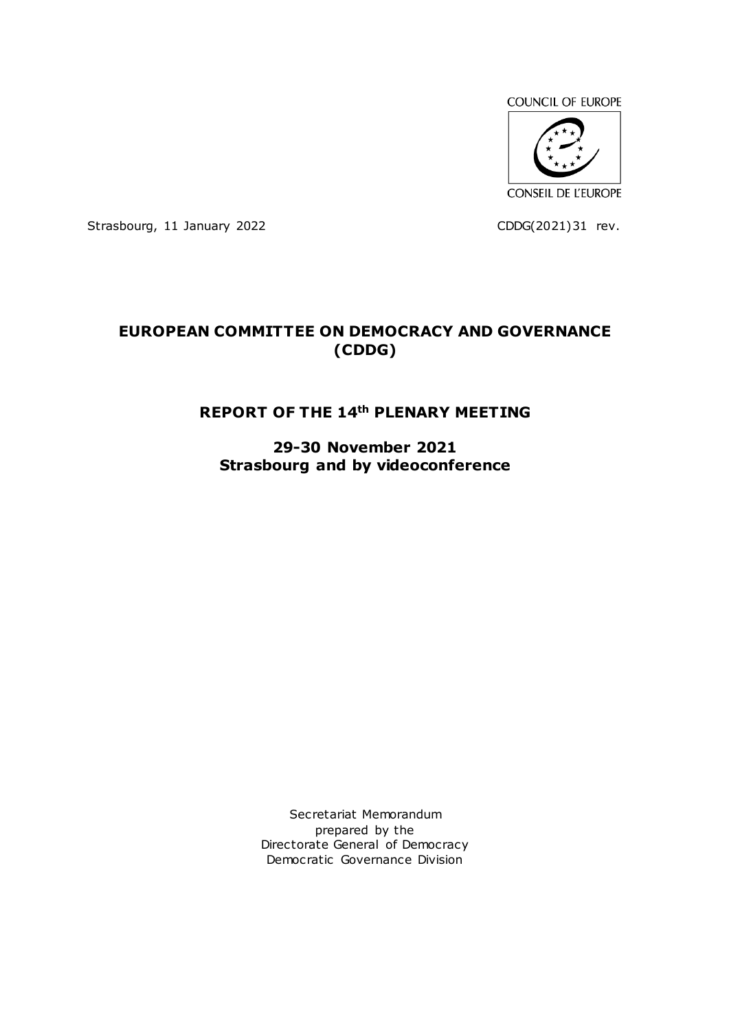COUNCIL OF EUROPE

CONSEIL DE L'EUROPE

Strasbourg, 11 January 2022

CDDG(2021)31 rev.

# EUROPEAN COMMITTEE ON DEMOCRACY AND GOVERNANCE (CDDG)

## REPORT OF THE 14th PLENARY MEETING

**29-30 November 2021**
**Strasbourg and by videoconference**

Secretariat Memorandum
prepared by the
Directorate General of Democracy
Democratic Governance Division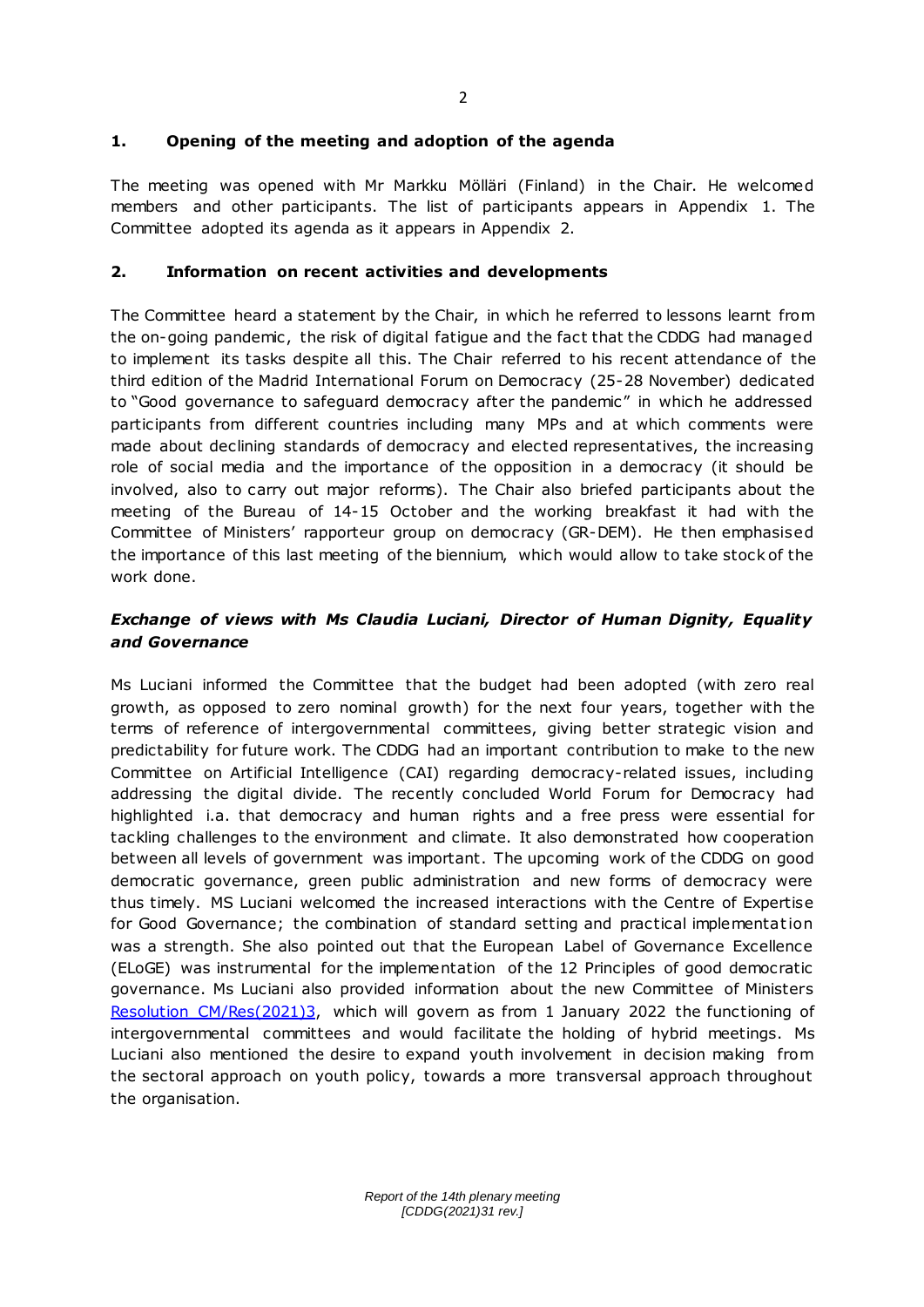## 1. Opening of the meeting and adoption of the agenda

The meeting was opened with Mr Markku Mölläri (Finland) in the Chair. He welcomed members and other participants. The list of participants appears in Appendix 1. The Committee adopted its agenda as it appears in Appendix 2.

## 2. Information on recent activities and developments

The Committee heard a statement by the Chair, in which he referred to lessons learnt from the on-going pandemic, the risk of digital fatigue and the fact that the CDDG had managed to implement its tasks despite all this. The Chair referred to his recent attendance of the third edition of the Madrid International Forum on Democracy (25-28 November) dedicated to "Good governance to safeguard democracy after the pandemic" in which he addressed participants from different countries including many MPs and at which comments were made about declining standards of democracy and elected representatives, the increasing role of social media and the importance of the opposition in a democracy (it should be involved, also to carry out major reforms). The Chair also briefed participants about the meeting of the Bureau of 14-15 October and the working breakfast it had with the Committee of Ministers' rapporteur group on democracy (GR-DEM). He then emphasised the importance of this last meeting of the biennium, which would allow to take stock of the work done.

### *Exchange of views with Ms Claudia Luciani, Director of Human Dignity, Equality and Governance*

Ms Luciani informed the Committee that the budget had been adopted (with zero real growth, as opposed to zero nominal growth) for the next four years, together with the terms of reference of intergovernmental committees, giving better strategic vision and predictability for future work. The CDDG had an important contribution to make to the new Committee on Artificial Intelligence (CAI) regarding democracy-related issues, including addressing the digital divide. The recently concluded World Forum for Democracy had highlighted i.a. that democracy and human rights and a free press were essential for tackling challenges to the environment and climate. It also demonstrated how cooperation between all levels of government was important. The upcoming work of the CDDG on good democratic governance, green public administration and new forms of democracy were thus timely. MS Luciani welcomed the increased interactions with the Centre of Expertise for Good Governance; the combination of standard setting and practical implementation was a strength. She also pointed out that the European Label of Governance Excellence (ELoGE) was instrumental for the implementation of the 12 Principles of good democratic governance. Ms Luciani also provided information about the new Committee of Ministers [Resolution CM/Res(2021)3], which will govern as from 1 January 2022 the functioning of intergovernmental committees and would facilitate the holding of hybrid meetings. Ms Luciani also mentioned the desire to expand youth involvement in decision making from the sectoral approach on youth policy, towards a more transversal approach throughout the organisation.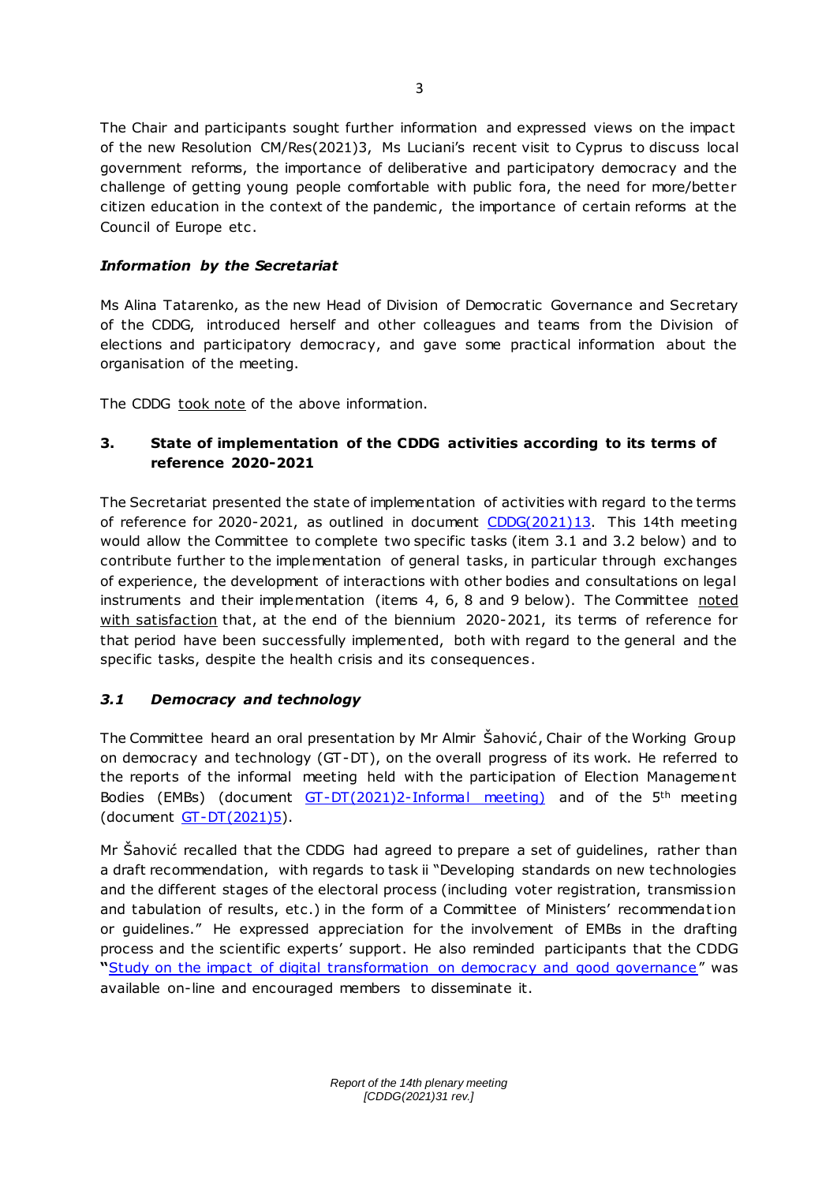The Chair and participants sought further information and expressed views on the impact of the new Resolution CM/Res(2021)3, Ms Luciani's recent visit to Cyprus to discuss local government reforms, the importance of deliberative and participatory democracy and the challenge of getting young people comfortable with public fora, the need for more/better citizen education in the context of the pandemic, the importance of certain reforms at the Council of Europe etc.

### *Information by the Secretariat*

Ms Alina Tatarenko, as the new Head of Division of Democratic Governance and Secretary of the CDDG, introduced herself and other colleagues and teams from the Division of elections and participatory democracy, and gave some practical information about the organisation of the meeting.

The CDDG took note of the above information.

## 3. State of implementation of the CDDG activities according to its terms of reference 2020-2021

The Secretariat presented the state of implementation of activities with regard to the terms of reference for 2020-2021, as outlined in document CDDG(2021)13. This 14th meeting would allow the Committee to complete two specific tasks (item 3.1 and 3.2 below) and to contribute further to the implementation of general tasks, in particular through exchanges of experience, the development of interactions with other bodies and consultations on legal instruments and their implementation (items 4, 6, 8 and 9 below). The Committee noted with satisfaction that, at the end of the biennium 2020-2021, its terms of reference for that period have been successfully implemented, both with regard to the general and the specific tasks, despite the health crisis and its consequences.

### *3.1 Democracy and technology*

The Committee heard an oral presentation by Mr Almir Šahović, Chair of the Working Group on democracy and technology (GT-DT), on the overall progress of its work. He referred to the reports of the informal meeting held with the participation of Election Management Bodies (EMBs) (document GT-DT(2021)2-Informal meeting) and of the 5th meeting (document GT-DT(2021)5).

Mr Šahović recalled that the CDDG had agreed to prepare a set of guidelines, rather than a draft recommendation, with regards to task ii "Developing standards on new technologies and the different stages of the electoral process (including voter registration, transmission and tabulation of results, etc.) in the form of a Committee of Ministers' recommendation or guidelines." He expressed appreciation for the involvement of EMBs in the drafting process and the scientific experts' support. He also reminded participants that the CDDG "Study on the impact of digital transformation on democracy and good governance" was available on-line and encouraged members to disseminate it.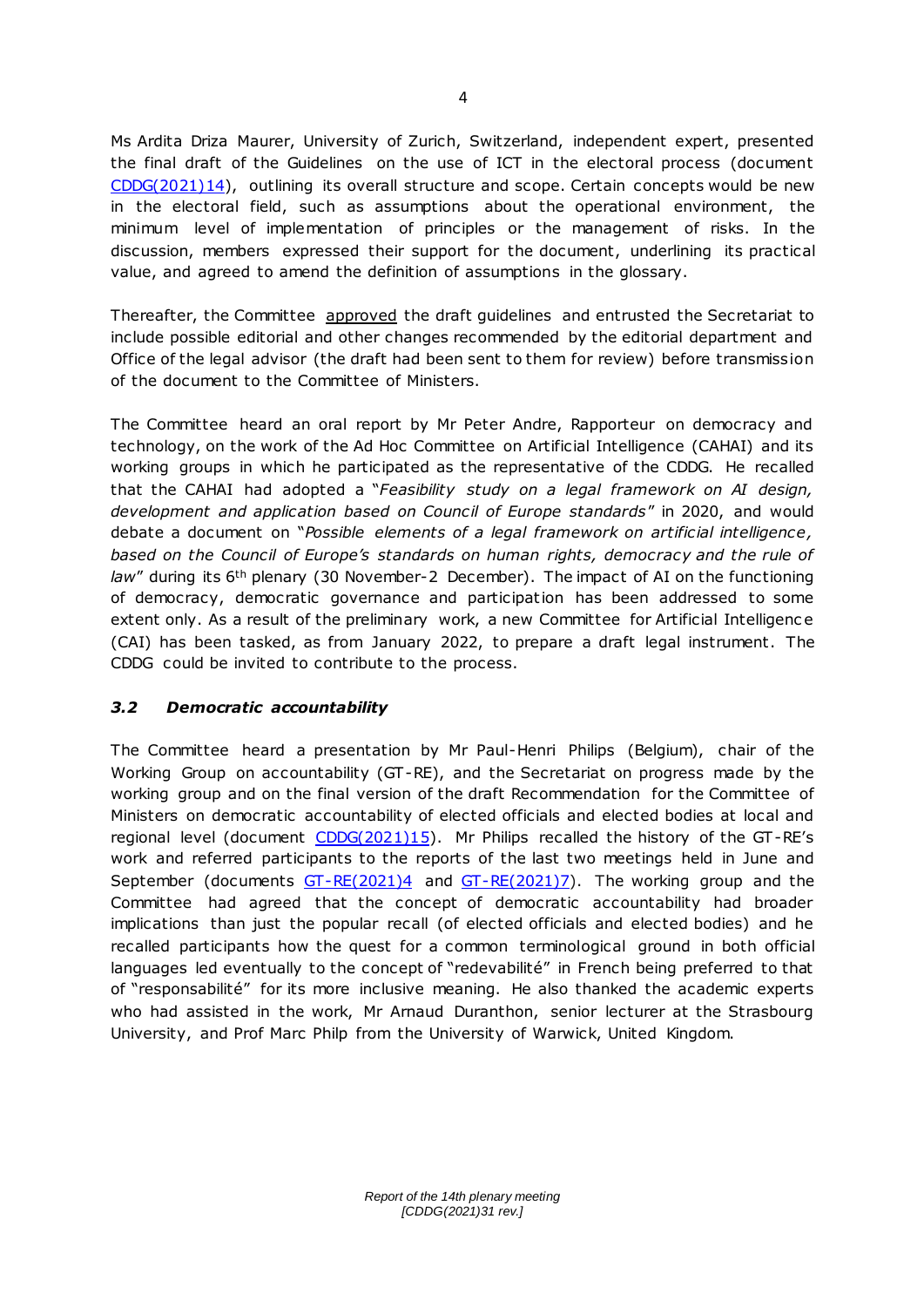Ms Ardita Driza Maurer, University of Zurich, Switzerland, independent expert, presented the final draft of the Guidelines on the use of ICT in the electoral process (document [CDDG(2021)14](CDDG(2021)14)), outlining its overall structure and scope. Certain concepts would be new in the electoral field, such as assumptions about the operational environment, the minimum level of implementation of principles or the management of risks. In the discussion, members expressed their support for the document, underlining its practical value, and agreed to amend the definition of assumptions in the glossary.

Thereafter, the Committee <u>approved</u> the draft guidelines and entrusted the Secretariat to include possible editorial and other changes recommended by the editorial department and Office of the legal advisor (the draft had been sent to them for review) before transmission of the document to the Committee of Ministers.

The Committee heard an oral report by Mr Peter Andre, Rapporteur on democracy and technology, on the work of the Ad Hoc Committee on Artificial Intelligence (CAHAI) and its working groups in which he participated as the representative of the CDDG. He recalled that the CAHAI had adopted a "*Feasibility study on a legal framework on AI design, development and application based on Council of Europe standards*" in 2020, and would debate a document on "*Possible elements of a legal framework on artificial intelligence, based on the Council of Europe's standards on human rights, democracy and the rule of law*" during its 6th plenary (30 November-2 December). The impact of AI on the functioning of democracy, democratic governance and participation has been addressed to some extent only. As a result of the preliminary work, a new Committee for Artificial Intelligence (CAI) has been tasked, as from January 2022, to prepare a draft legal instrument. The CDDG could be invited to contribute to the process.

### *3.2 Democratic accountability*

The Committee heard a presentation by Mr Paul-Henri Philips (Belgium), chair of the Working Group on accountability (GT-RE), and the Secretariat on progress made by the working group and on the final version of the draft Recommendation for the Committee of Ministers on democratic accountability of elected officials and elected bodies at local and regional level (document [CDDG(2021)15](CDDG(2021)15)). Mr Philips recalled the history of the GT-RE's work and referred participants to the reports of the last two meetings held in June and September (documents [GT-RE(2021)4](GT-RE(2021)4) and [GT-RE(2021)7](GT-RE(2021)7)). The working group and the Committee had agreed that the concept of democratic accountability had broader implications than just the popular recall (of elected officials and elected bodies) and he recalled participants how the quest for a common terminological ground in both official languages led eventually to the concept of "redevabilité" in French being preferred to that of "responsabilité" for its more inclusive meaning. He also thanked the academic experts who had assisted in the work, Mr Arnaud Duranthon, senior lecturer at the Strasbourg University, and Prof Marc Philp from the University of Warwick, United Kingdom.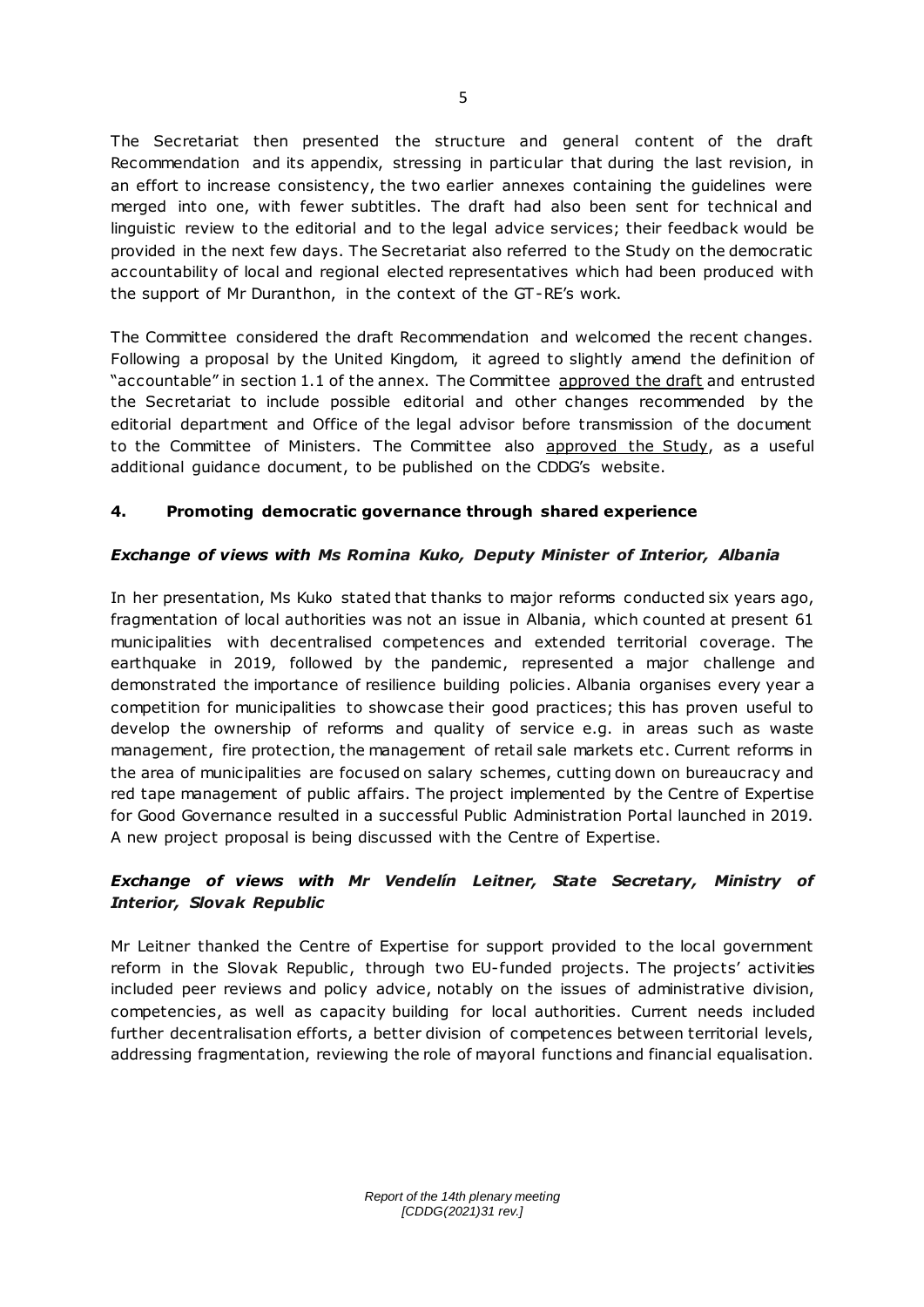The Secretariat then presented the structure and general content of the draft Recommendation and its appendix, stressing in particular that during the last revision, in an effort to increase consistency, the two earlier annexes containing the guidelines were merged into one, with fewer subtitles. The draft had also been sent for technical and linguistic review to the editorial and to the legal advice services; their feedback would be provided in the next few days. The Secretariat also referred to the Study on the democratic accountability of local and regional elected representatives which had been produced with the support of Mr Duranthon, in the context of the GT-RE's work.

The Committee considered the draft Recommendation and welcomed the recent changes. Following a proposal by the United Kingdom, it agreed to slightly amend the definition of "accountable" in section 1.1 of the annex. The Committee <u>approved the draft</u> and entrusted the Secretariat to include possible editorial and other changes recommended by the editorial department and Office of the legal advisor before transmission of the document to the Committee of Ministers. The Committee also <u>approved the Study</u>, as a useful additional guidance document, to be published on the CDDG's website.

## 4. Promoting democratic governance through shared experience

### *Exchange of views with Ms Romina Kuko, Deputy Minister of Interior, Albania*

In her presentation, Ms Kuko stated that thanks to major reforms conducted six years ago, fragmentation of local authorities was not an issue in Albania, which counted at present 61 municipalities with decentralised competences and extended territorial coverage. The earthquake in 2019, followed by the pandemic, represented a major challenge and demonstrated the importance of resilience building policies. Albania organises every year a competition for municipalities to showcase their good practices; this has proven useful to develop the ownership of reforms and quality of service e.g. in areas such as waste management, fire protection, the management of retail sale markets etc. Current reforms in the area of municipalities are focused on salary schemes, cutting down on bureaucracy and red tape management of public affairs. The project implemented by the Centre of Expertise for Good Governance resulted in a successful Public Administration Portal launched in 2019. A new project proposal is being discussed with the Centre of Expertise.

### *Exchange of views with Mr Vendelín Leitner, State Secretary, Ministry of Interior, Slovak Republic*

Mr Leitner thanked the Centre of Expertise for support provided to the local government reform in the Slovak Republic, through two EU-funded projects. The projects' activities included peer reviews and policy advice, notably on the issues of administrative division, competencies, as well as capacity building for local authorities. Current needs included further decentralisation efforts, a better division of competences between territorial levels, addressing fragmentation, reviewing the role of mayoral functions and financial equalisation.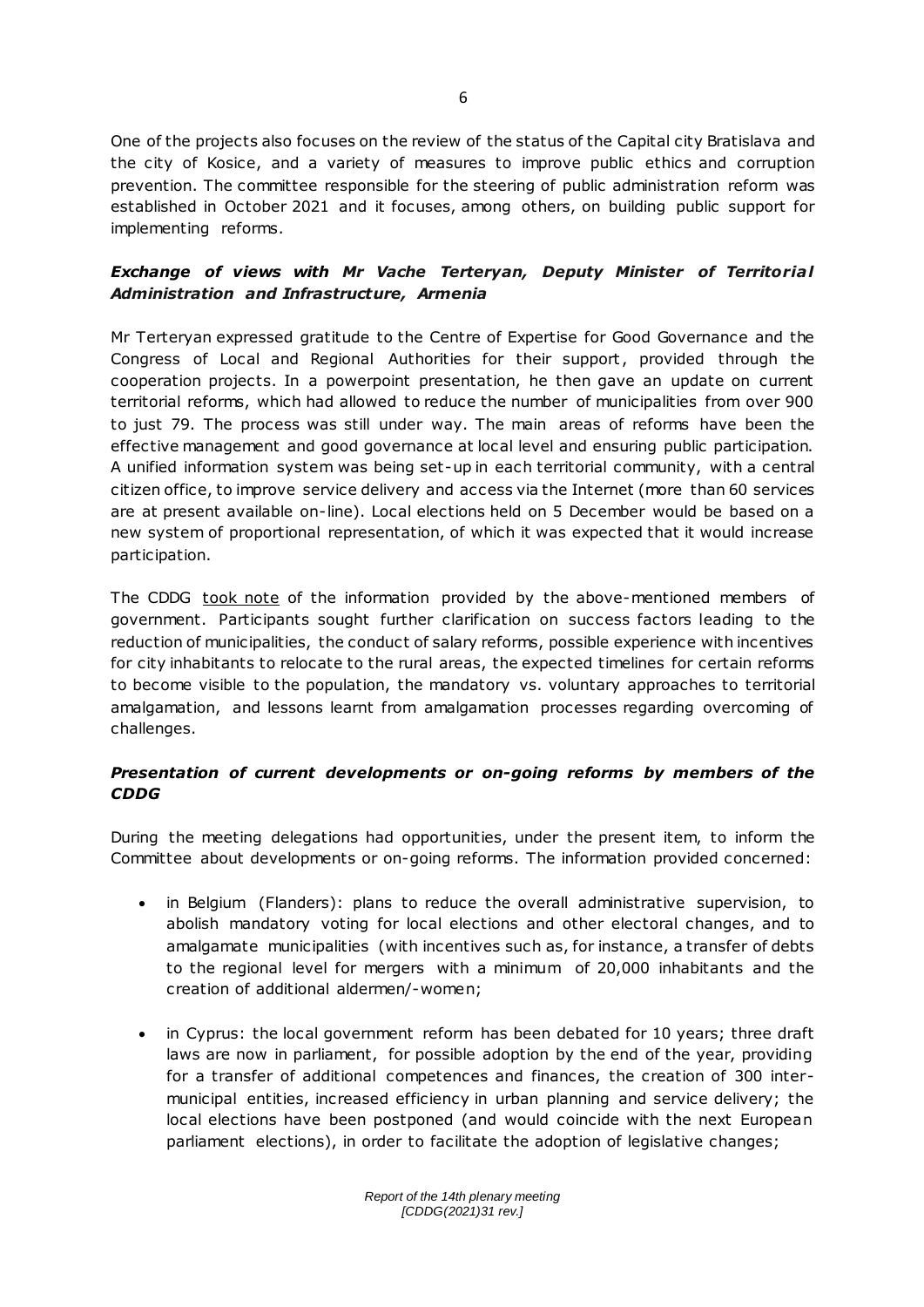One of the projects also focuses on the review of the status of the Capital city Bratislava and the city of Kosice, and a variety of measures to improve public ethics and corruption prevention. The committee responsible for the steering of public administration reform was established in October 2021 and it focuses, among others, on building public support for implementing reforms.

### ***Exchange of views with Mr Vache Terteryan, Deputy Minister of Territorial Administration and Infrastructure, Armenia***

Mr Terteryan expressed gratitude to the Centre of Expertise for Good Governance and the Congress of Local and Regional Authorities for their support, provided through the cooperation projects. In a powerpoint presentation, he then gave an update on current territorial reforms, which had allowed to reduce the number of municipalities from over 900 to just 79. The process was still under way. The main areas of reforms have been the effective management and good governance at local level and ensuring public participation. A unified information system was being set-up in each territorial community, with a central citizen office, to improve service delivery and access via the Internet (more than 60 services are at present available on-line). Local elections held on 5 December would be based on a new system of proportional representation, of which it was expected that it would increase participation.

The CDDG took note of the information provided by the above-mentioned members of government. Participants sought further clarification on success factors leading to the reduction of municipalities, the conduct of salary reforms, possible experience with incentives for city inhabitants to relocate to the rural areas, the expected timelines for certain reforms to become visible to the population, the mandatory vs. voluntary approaches to territorial amalgamation, and lessons learnt from amalgamation processes regarding overcoming of challenges.

### ***Presentation of current developments or on-going reforms by members of the CDDG***

During the meeting delegations had opportunities, under the present item, to inform the Committee about developments or on-going reforms. The information provided concerned:

- in Belgium (Flanders): plans to reduce the overall administrative supervision, to abolish mandatory voting for local elections and other electoral changes, and to amalgamate municipalities (with incentives such as, for instance, a transfer of debts to the regional level for mergers with a minimum of 20,000 inhabitants and the creation of additional aldermen/-women;
- in Cyprus: the local government reform has been debated for 10 years; three draft laws are now in parliament, for possible adoption by the end of the year, providing for a transfer of additional competences and finances, the creation of 300 inter-municipal entities, increased efficiency in urban planning and service delivery; the local elections have been postponed (and would coincide with the next European parliament elections), in order to facilitate the adoption of legislative changes;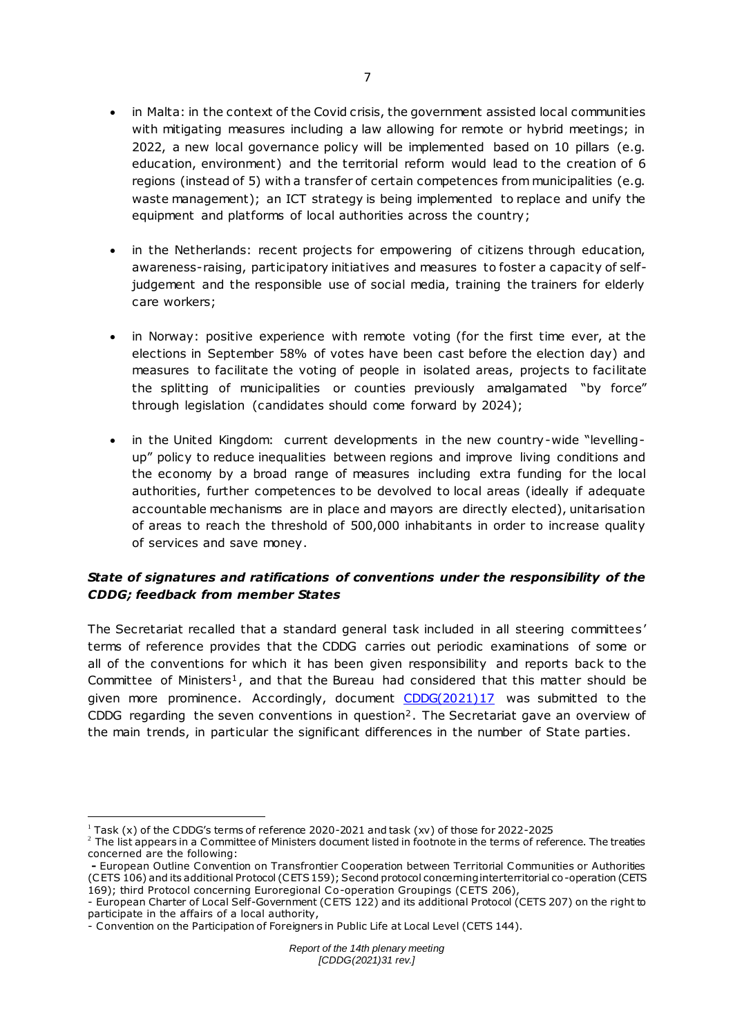- in Malta: in the context of the Covid crisis, the government assisted local communities with mitigating measures including a law allowing for remote or hybrid meetings; in 2022, a new local governance policy will be implemented based on 10 pillars (e.g. education, environment) and the territorial reform would lead to the creation of 6 regions (instead of 5) with a transfer of certain competences from municipalities (e.g. waste management); an ICT strategy is being implemented to replace and unify the equipment and platforms of local authorities across the country;

- in the Netherlands: recent projects for empowering of citizens through education, awareness-raising, participatory initiatives and measures to foster a capacity of self-judgement and the responsible use of social media, training the trainers for elderly care workers;

- in Norway: positive experience with remote voting (for the first time ever, at the elections in September 58% of votes have been cast before the election day) and measures to facilitate the voting of people in isolated areas, projects to facilitate the splitting of municipalities or counties previously amalgamated "by force" through legislation (candidates should come forward by 2024);

- in the United Kingdom: current developments in the new country-wide "levelling-up" policy to reduce inequalities between regions and improve living conditions and the economy by a broad range of measures including extra funding for the local authorities, further competences to be devolved to local areas (ideally if adequate accountable mechanisms are in place and mayors are directly elected), unitarisation of areas to reach the threshold of 500,000 inhabitants in order to increase quality of services and save money.

### ***State of signatures and ratifications of conventions under the responsibility of the CDDG; feedback from member States***

The Secretariat recalled that a standard general task included in all steering committees' terms of reference provides that the CDDG carries out periodic examinations of some or all of the conventions for which it has been given responsibility and reports back to the Committee of Ministers[1], and that the Bureau had considered that this matter should be given more prominence. Accordingly, document CDDG(2021)17 was submitted to the CDDG regarding the seven conventions in question[2]. The Secretariat gave an overview of the main trends, in particular the significant differences in the number of State parties.

---

[1] Task (x) of the CDDG's terms of reference 2020-2021 and task (xv) of those for 2022-2025

[2] The list appears in a Committee of Ministers document listed in footnote in the terms of reference. The treaties concerned are the following:

- European Outline Convention on Transfrontier Cooperation between Territorial Communities or Authorities (CETS 106) and its additional Protocol (CETS 159); Second protocol concerning interterritorial co-operation (CETS 169); third Protocol concerning Euroregional Co-operation Groupings (CETS 206),
- European Charter of Local Self-Government (CETS 122) and its additional Protocol (CETS 207) on the right to participate in the affairs of a local authority,
- Convention on the Participation of Foreigners in Public Life at Local Level (CETS 144).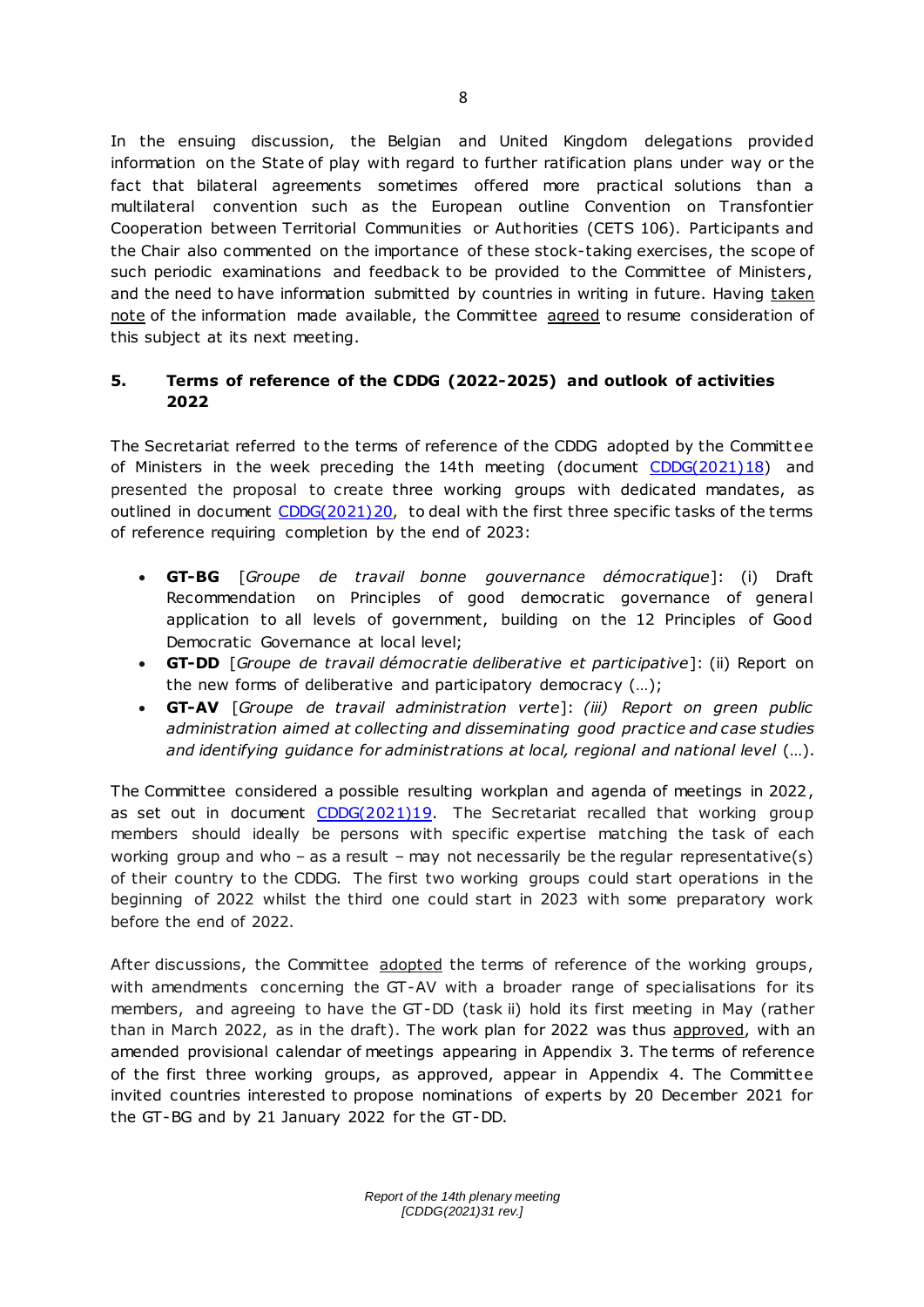In the ensuing discussion, the Belgian and United Kingdom delegations provided information on the State of play with regard to further ratification plans under way or the fact that bilateral agreements sometimes offered more practical solutions than a multilateral convention such as the European outline Convention on Transfontier Cooperation between Territorial Communities or Authorities (CETS 106). Participants and the Chair also commented on the importance of these stock-taking exercises, the scope of such periodic examinations and feedback to be provided to the Committee of Ministers, and the need to have information submitted by countries in writing in future. Having taken note of the information made available, the Committee agreed to resume consideration of this subject at its next meeting.

## 5. Terms of reference of the CDDG (2022-2025) and outlook of activities 2022

The Secretariat referred to the terms of reference of the CDDG adopted by the Committee of Ministers in the week preceding the 14th meeting (document CDDG(2021)18) and presented the proposal to create three working groups with dedicated mandates, as outlined in document CDDG(2021)20, to deal with the first three specific tasks of the terms of reference requiring completion by the end of 2023:

- **GT-BG** [*Groupe de travail bonne gouvernance démocratique*]: (i) Draft Recommendation on Principles of good democratic governance of general application to all levels of government, building on the 12 Principles of Good Democratic Governance at local level;
- **GT-DD** [*Groupe de travail démocratie deliberative et participative*]: (ii) Report on the new forms of deliberative and participatory democracy (…);
- **GT-AV** [*Groupe de travail administration verte*]: *(iii) Report on green public administration aimed at collecting and disseminating good practice and case studies and identifying guidance for administrations at local, regional and national level* (…).

The Committee considered a possible resulting workplan and agenda of meetings in 2022, as set out in document CDDG(2021)19. The Secretariat recalled that working group members should ideally be persons with specific expertise matching the task of each working group and who – as a result – may not necessarily be the regular representative(s) of their country to the CDDG. The first two working groups could start operations in the beginning of 2022 whilst the third one could start in 2023 with some preparatory work before the end of 2022.

After discussions, the Committee adopted the terms of reference of the working groups, with amendments concerning the GT-AV with a broader range of specialisations for its members, and agreeing to have the GT-DD (task ii) hold its first meeting in May (rather than in March 2022, as in the draft). The work plan for 2022 was thus approved, with an amended provisional calendar of meetings appearing in Appendix 3. The terms of reference of the first three working groups, as approved, appear in Appendix 4. The Committee invited countries interested to propose nominations of experts by 20 December 2021 for the GT-BG and by 21 January 2022 for the GT-DD.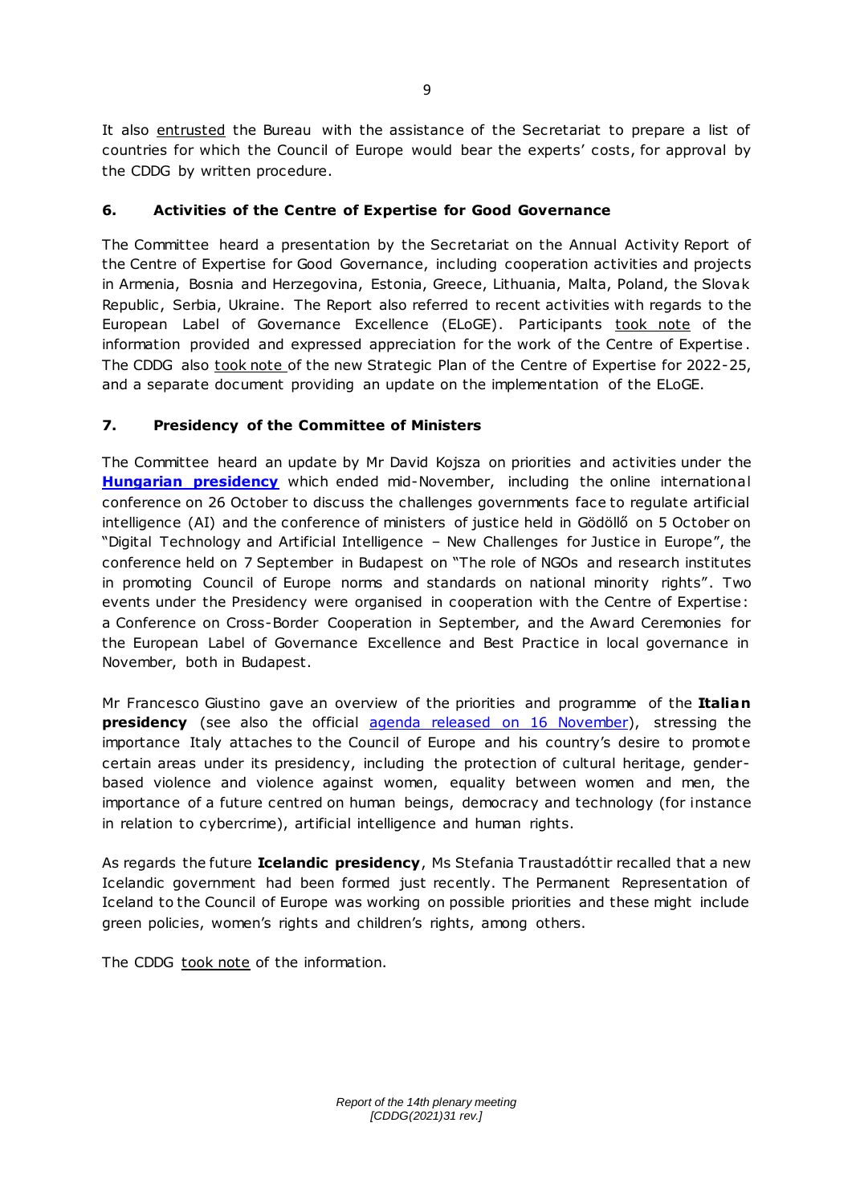It also entrusted the Bureau with the assistance of the Secretariat to prepare a list of countries for which the Council of Europe would bear the experts' costs, for approval by the CDDG by written procedure.

## 6. Activities of the Centre of Expertise for Good Governance

The Committee heard a presentation by the Secretariat on the Annual Activity Report of the Centre of Expertise for Good Governance, including cooperation activities and projects in Armenia, Bosnia and Herzegovina, Estonia, Greece, Lithuania, Malta, Poland, the Slovak Republic, Serbia, Ukraine. The Report also referred to recent activities with regards to the European Label of Governance Excellence (ELoGE). Participants took note of the information provided and expressed appreciation for the work of the Centre of Expertise. The CDDG also took note of the new Strategic Plan of the Centre of Expertise for 2022-25, and a separate document providing an update on the implementation of the ELoGE.

## 7. Presidency of the Committee of Ministers

The Committee heard an update by Mr David Kojsza on priorities and activities under the **Hungarian presidency** which ended mid-November, including the online international conference on 26 October to discuss the challenges governments face to regulate artificial intelligence (AI) and the conference of ministers of justice held in Gödöllő on 5 October on "Digital Technology and Artificial Intelligence – New Challenges for Justice in Europe", the conference held on 7 September in Budapest on "The role of NGOs and research institutes in promoting Council of Europe norms and standards on national minority rights". Two events under the Presidency were organised in cooperation with the Centre of Expertise: a Conference on Cross-Border Cooperation in September, and the Award Ceremonies for the European Label of Governance Excellence and Best Practice in local governance in November, both in Budapest.

Mr Francesco Giustino gave an overview of the priorities and programme of the **Italian presidency** (see also the official agenda released on 16 November), stressing the importance Italy attaches to the Council of Europe and his country's desire to promote certain areas under its presidency, including the protection of cultural heritage, gender-based violence and violence against women, equality between women and men, the importance of a future centred on human beings, democracy and technology (for instance in relation to cybercrime), artificial intelligence and human rights.

As regards the future **Icelandic presidency**, Ms Stefania Traustadóttir recalled that a new Icelandic government had been formed just recently. The Permanent Representation of Iceland to the Council of Europe was working on possible priorities and these might include green policies, women's rights and children's rights, among others.

The CDDG took note of the information.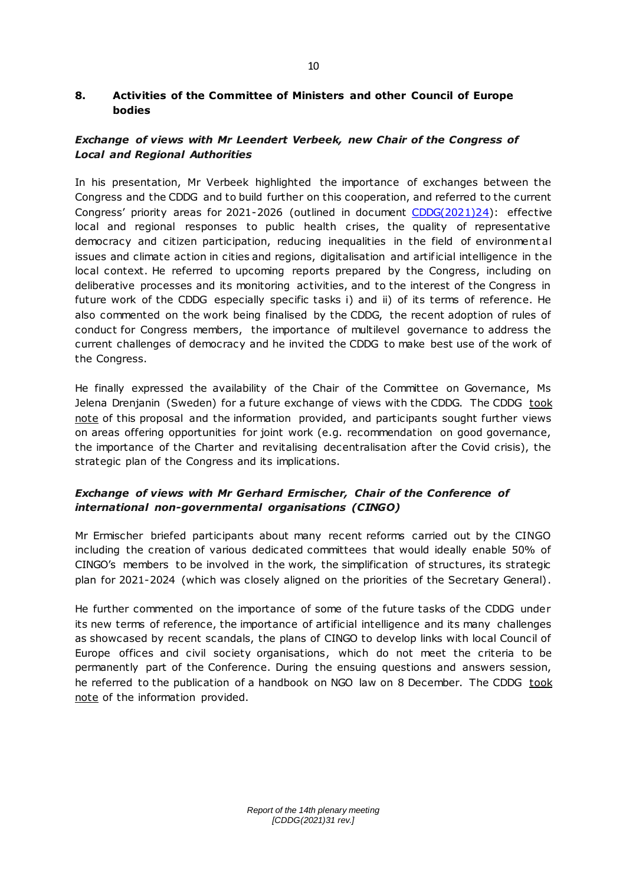## 8. Activities of the Committee of Ministers and other Council of Europe bodies

### *Exchange of views with Mr Leendert Verbeek, new Chair of the Congress of Local and Regional Authorities*

In his presentation, Mr Verbeek highlighted the importance of exchanges between the Congress and the CDDG and to build further on this cooperation, and referred to the current Congress' priority areas for 2021-2026 (outlined in document CDDG(2021)24): effective local and regional responses to public health crises, the quality of representative democracy and citizen participation, reducing inequalities in the field of environmental issues and climate action in cities and regions, digitalisation and artificial intelligence in the local context. He referred to upcoming reports prepared by the Congress, including on deliberative processes and its monitoring activities, and to the interest of the Congress in future work of the CDDG especially specific tasks i) and ii) of its terms of reference. He also commented on the work being finalised by the CDDG, the recent adoption of rules of conduct for Congress members, the importance of multilevel governance to address the current challenges of democracy and he invited the CDDG to make best use of the work of the Congress.

He finally expressed the availability of the Chair of the Committee on Governance, Ms Jelena Drenjanin (Sweden) for a future exchange of views with the CDDG. The CDDG <u>took note</u> of this proposal and the information provided, and participants sought further views on areas offering opportunities for joint work (e.g. recommendation on good governance, the importance of the Charter and revitalising decentralisation after the Covid crisis), the strategic plan of the Congress and its implications.

### *Exchange of views with Mr Gerhard Ermischer, Chair of the Conference of international non-governmental organisations (CINGO)*

Mr Ermischer briefed participants about many recent reforms carried out by the CINGO including the creation of various dedicated committees that would ideally enable 50% of CINGO's members to be involved in the work, the simplification of structures, its strategic plan for 2021-2024 (which was closely aligned on the priorities of the Secretary General).

He further commented on the importance of some of the future tasks of the CDDG under its new terms of reference, the importance of artificial intelligence and its many challenges as showcased by recent scandals, the plans of CINGO to develop links with local Council of Europe offices and civil society organisations, which do not meet the criteria to be permanently part of the Conference. During the ensuing questions and answers session, he referred to the publication of a handbook on NGO law on 8 December. The CDDG <u>took note</u> of the information provided.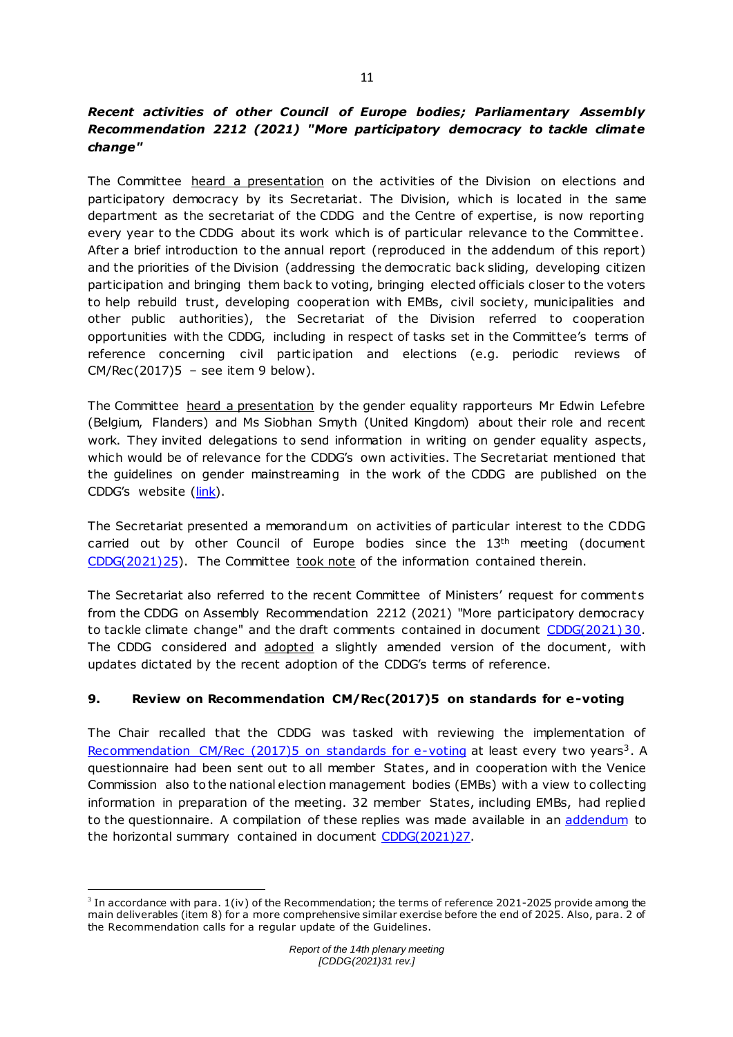***Recent activities of other Council of Europe bodies; Parliamentary Assembly Recommendation 2212 (2021) "More participatory democracy to tackle climate change"***

The Committee heard a presentation on the activities of the Division on elections and participatory democracy by its Secretariat. The Division, which is located in the same department as the secretariat of the CDDG and the Centre of expertise, is now reporting every year to the CDDG about its work which is of particular relevance to the Committee. After a brief introduction to the annual report (reproduced in the addendum of this report) and the priorities of the Division (addressing the democratic back sliding, developing citizen participation and bringing them back to voting, bringing elected officials closer to the voters to help rebuild trust, developing cooperation with EMBs, civil society, municipalities and other public authorities), the Secretariat of the Division referred to cooperation opportunities with the CDDG, including in respect of tasks set in the Committee's terms of reference concerning civil participation and elections (e.g. periodic reviews of CM/Rec(2017)5 – see item 9 below).

The Committee heard a presentation by the gender equality rapporteurs Mr Edwin Lefebre (Belgium, Flanders) and Ms Siobhan Smyth (United Kingdom) about their role and recent work. They invited delegations to send information in writing on gender equality aspects, which would be of relevance for the CDDG's own activities. The Secretariat mentioned that the guidelines on gender mainstreaming in the work of the CDDG are published on the CDDG's website (link).

The Secretariat presented a memorandum on activities of particular interest to the CDDG carried out by other Council of Europe bodies since the 13th meeting (document CDDG(2021)25). The Committee took note of the information contained therein.

The Secretariat also referred to the recent Committee of Ministers' request for comments from the CDDG on Assembly Recommendation 2212 (2021) "More participatory democracy to tackle climate change" and the draft comments contained in document CDDG(2021)30. The CDDG considered and adopted a slightly amended version of the document, with updates dictated by the recent adoption of the CDDG's terms of reference.

## 9. Review on Recommendation CM/Rec(2017)5 on standards for e-voting

The Chair recalled that the CDDG was tasked with reviewing the implementation of Recommendation CM/Rec (2017)5 on standards for e-voting at least every two years[3]. A questionnaire had been sent out to all member States, and in cooperation with the Venice Commission also to the national election management bodies (EMBs) with a view to collecting information in preparation of the meeting. 32 member States, including EMBs, had replied to the questionnaire. A compilation of these replies was made available in an addendum to the horizontal summary contained in document CDDG(2021)27.

[3] In accordance with para. 1(iv) of the Recommendation; the terms of reference 2021-2025 provide among the main deliverables (item 8) for a more comprehensive similar exercise before the end of 2025. Also, para. 2 of the Recommendation calls for a regular update of the Guidelines.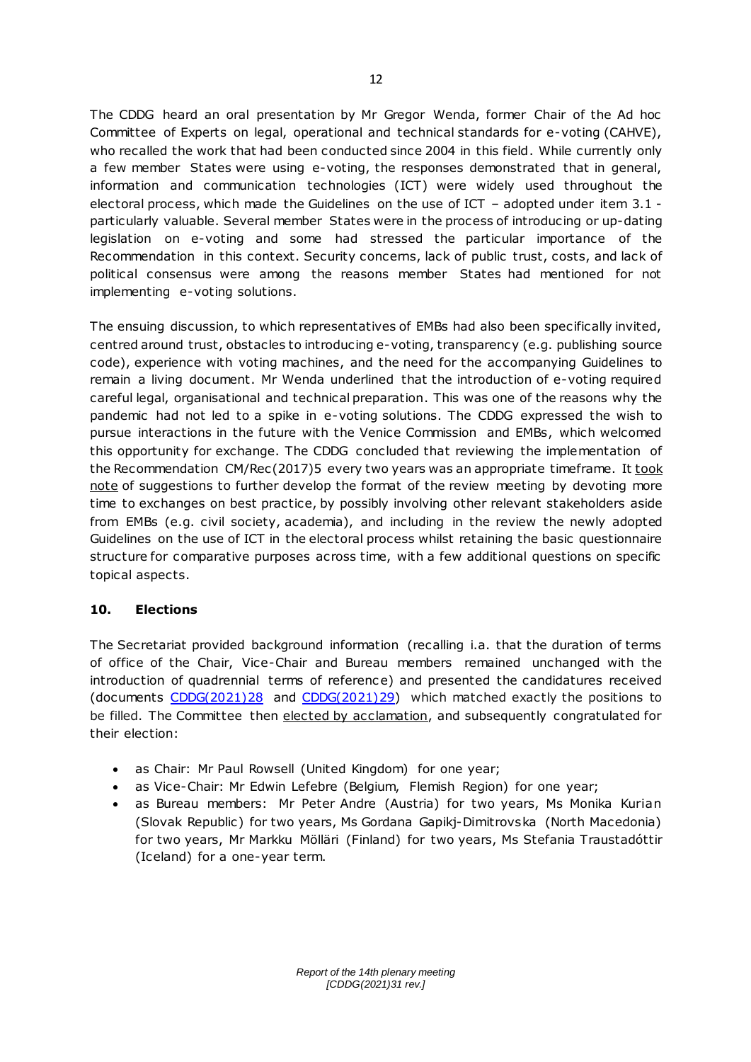The CDDG heard an oral presentation by Mr Gregor Wenda, former Chair of the Ad hoc Committee of Experts on legal, operational and technical standards for e-voting (CAHVE), who recalled the work that had been conducted since 2004 in this field. While currently only a few member States were using e-voting, the responses demonstrated that in general, information and communication technologies (ICT) were widely used throughout the electoral process, which made the Guidelines on the use of ICT – adopted under item 3.1 - particularly valuable. Several member States were in the process of introducing or up-dating legislation on e-voting and some had stressed the particular importance of the Recommendation in this context. Security concerns, lack of public trust, costs, and lack of political consensus were among the reasons member States had mentioned for not implementing e-voting solutions.

The ensuing discussion, to which representatives of EMBs had also been specifically invited, centred around trust, obstacles to introducing e-voting, transparency (e.g. publishing source code), experience with voting machines, and the need for the accompanying Guidelines to remain a living document. Mr Wenda underlined that the introduction of e-voting required careful legal, organisational and technical preparation. This was one of the reasons why the pandemic had not led to a spike in e-voting solutions. The CDDG expressed the wish to pursue interactions in the future with the Venice Commission and EMBs, which welcomed this opportunity for exchange. The CDDG concluded that reviewing the implementation of the Recommendation CM/Rec(2017)5 every two years was an appropriate timeframe. It took note of suggestions to further develop the format of the review meeting by devoting more time to exchanges on best practice, by possibly involving other relevant stakeholders aside from EMBs (e.g. civil society, academia), and including in the review the newly adopted Guidelines on the use of ICT in the electoral process whilst retaining the basic questionnaire structure for comparative purposes across time, with a few additional questions on specific topical aspects.

## 10. Elections

The Secretariat provided background information (recalling i.a. that the duration of terms of office of the Chair, Vice-Chair and Bureau members remained unchanged with the introduction of quadrennial terms of reference) and presented the candidatures received (documents CDDG(2021)28 and CDDG(2021)29) which matched exactly the positions to be filled. The Committee then elected by acclamation, and subsequently congratulated for their election:

- as Chair: Mr Paul Rowsell (United Kingdom) for one year;
- as Vice-Chair: Mr Edwin Lefebre (Belgium, Flemish Region) for one year;
- as Bureau members: Mr Peter Andre (Austria) for two years, Ms Monika Kurian (Slovak Republic) for two years, Ms Gordana Gapikj-Dimitrovska (North Macedonia) for two years, Mr Markku Mölläri (Finland) for two years, Ms Stefania Traustadóttir (Iceland) for a one-year term.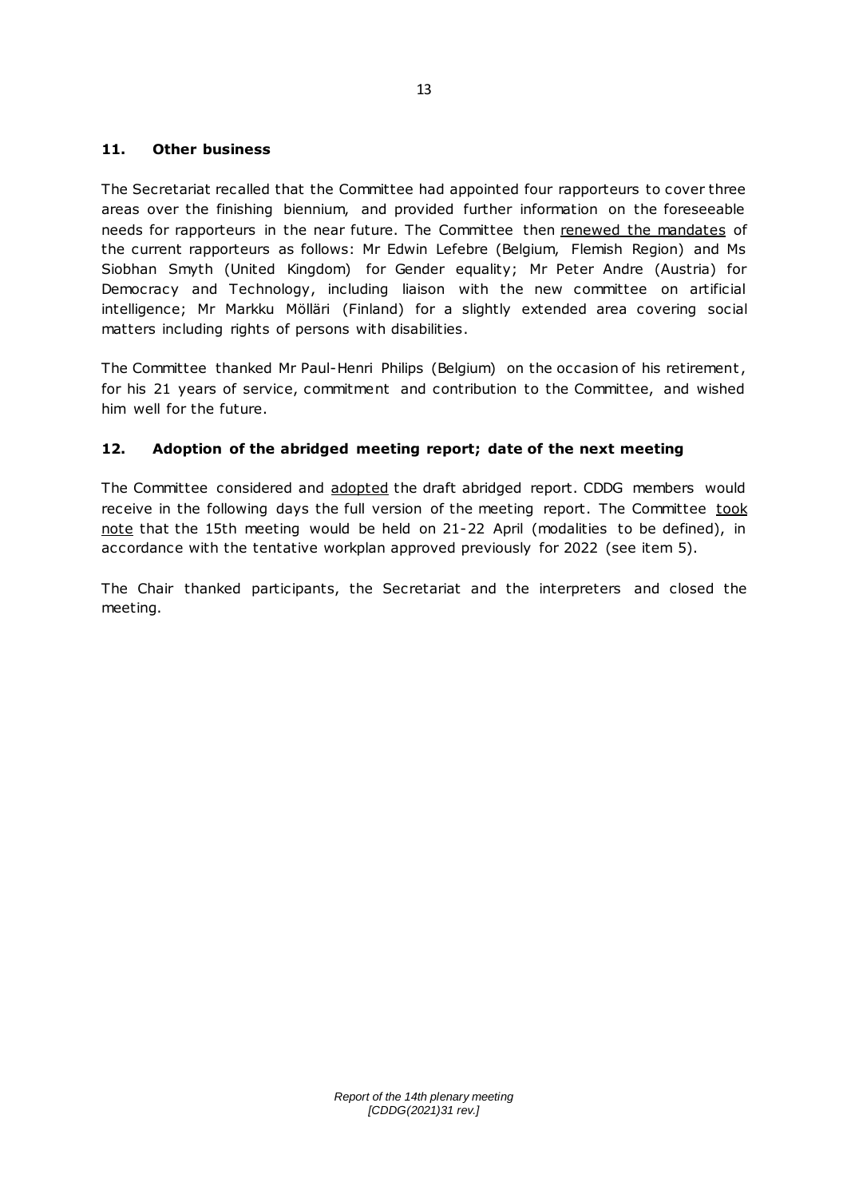## 11. Other business

The Secretariat recalled that the Committee had appointed four rapporteurs to cover three areas over the finishing biennium, and provided further information on the foreseeable needs for rapporteurs in the near future. The Committee then <u>renewed the mandates</u> of the current rapporteurs as follows: Mr Edwin Lefebre (Belgium, Flemish Region) and Ms Siobhan Smyth (United Kingdom) for Gender equality; Mr Peter Andre (Austria) for Democracy and Technology, including liaison with the new committee on artificial intelligence; Mr Markku Mölläri (Finland) for a slightly extended area covering social matters including rights of persons with disabilities.

The Committee thanked Mr Paul-Henri Philips (Belgium) on the occasion of his retirement, for his 21 years of service, commitment and contribution to the Committee, and wished him well for the future.

## 12. Adoption of the abridged meeting report; date of the next meeting

The Committee considered and <u>adopted</u> the draft abridged report. CDDG members would receive in the following days the full version of the meeting report. The Committee <u>took note</u> that the 15th meeting would be held on 21-22 April (modalities to be defined), in accordance with the tentative workplan approved previously for 2022 (see item 5).

The Chair thanked participants, the Secretariat and the interpreters and closed the meeting.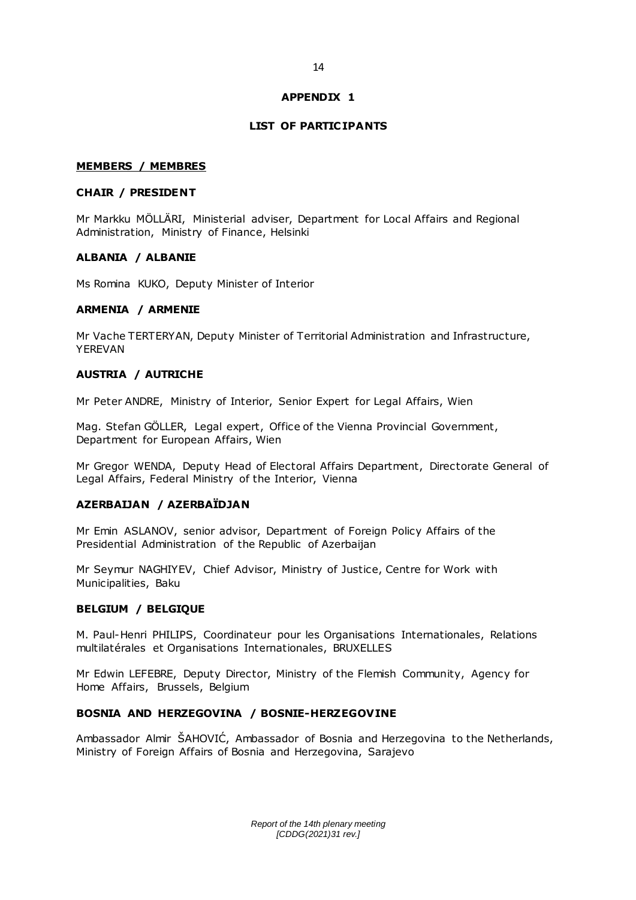## APPENDIX 1

## LIST OF PARTICIPANTS

**MEMBERS / MEMBRES**

**CHAIR / PRESIDENT**

Mr Markku MÖLLÄRI, Ministerial adviser, Department for Local Affairs and Regional Administration, Ministry of Finance, Helsinki

**ALBANIA / ALBANIE**

Ms Romina KUKO, Deputy Minister of Interior

**ARMENIA / ARMENIE**

Mr Vache TERTERYAN, Deputy Minister of Territorial Administration and Infrastructure, YEREVAN

**AUSTRIA / AUTRICHE**

Mr Peter ANDRE, Ministry of Interior, Senior Expert for Legal Affairs, Wien

Mag. Stefan GÖLLER, Legal expert, Office of the Vienna Provincial Government, Department for European Affairs, Wien

Mr Gregor WENDA, Deputy Head of Electoral Affairs Department, Directorate General of Legal Affairs, Federal Ministry of the Interior, Vienna

**AZERBAIJAN / AZERBAÏDJAN**

Mr Emin ASLANOV, senior advisor, Department of Foreign Policy Affairs of the Presidential Administration of the Republic of Azerbaijan

Mr Seymur NAGHIYEV, Chief Advisor, Ministry of Justice, Centre for Work with Municipalities, Baku

**BELGIUM / BELGIQUE**

M. Paul-Henri PHILIPS, Coordinateur pour les Organisations Internationales, Relations multilatérales et Organisations Internationales, BRUXELLES

Mr Edwin LEFEBRE, Deputy Director, Ministry of the Flemish Community, Agency for Home Affairs, Brussels, Belgium

**BOSNIA AND HERZEGOVINA / BOSNIE-HERZEGOVINE**

Ambassador Almir ŠAHOVIĆ, Ambassador of Bosnia and Herzegovina to the Netherlands, Ministry of Foreign Affairs of Bosnia and Herzegovina, Sarajevo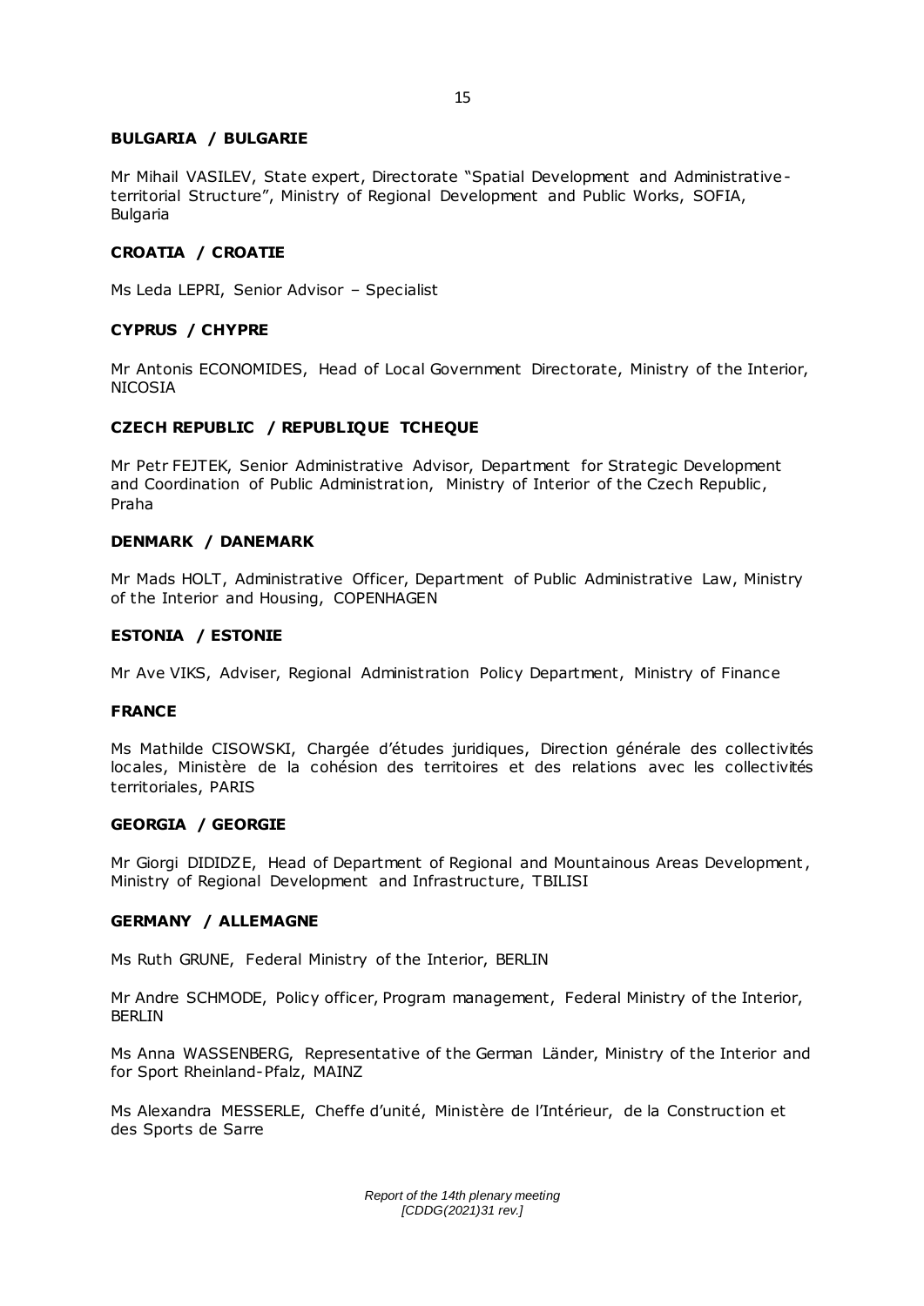**BULGARIA / BULGARIE**

Mr Mihail VASILEV, State expert, Directorate "Spatial Development and Administrative-territorial Structure", Ministry of Regional Development and Public Works, SOFIA, Bulgaria

**CROATIA / CROATIE**

Ms Leda LEPRI, Senior Advisor – Specialist

**CYPRUS / CHYPRE**

Mr Antonis ECONOMIDES, Head of Local Government Directorate, Ministry of the Interior, NICOSIA

**CZECH REPUBLIC / REPUBLIQUE TCHEQUE**

Mr Petr FEJTEK, Senior Administrative Advisor, Department for Strategic Development and Coordination of Public Administration, Ministry of Interior of the Czech Republic, Praha

**DENMARK / DANEMARK**

Mr Mads HOLT, Administrative Officer, Department of Public Administrative Law, Ministry of the Interior and Housing, COPENHAGEN

**ESTONIA / ESTONIE**

Mr Ave VIKS, Adviser, Regional Administration Policy Department, Ministry of Finance

**FRANCE**

Ms Mathilde CISOWSKI, Chargée d'études juridiques, Direction générale des collectivités locales, Ministère de la cohésion des territoires et des relations avec les collectivités territoriales, PARIS

**GEORGIA / GEORGIE**

Mr Giorgi DIDIDZE, Head of Department of Regional and Mountainous Areas Development, Ministry of Regional Development and Infrastructure, TBILISI

**GERMANY / ALLEMAGNE**

Ms Ruth GRUNE, Federal Ministry of the Interior, BERLIN

Mr Andre SCHMODE, Policy officer, Program management, Federal Ministry of the Interior, BERLIN

Ms Anna WASSENBERG, Representative of the German Länder, Ministry of the Interior and for Sport Rheinland-Pfalz, MAINZ

Ms Alexandra MESSERLE, Cheffe d'unité, Ministère de l'Intérieur, de la Construction et des Sports de Sarre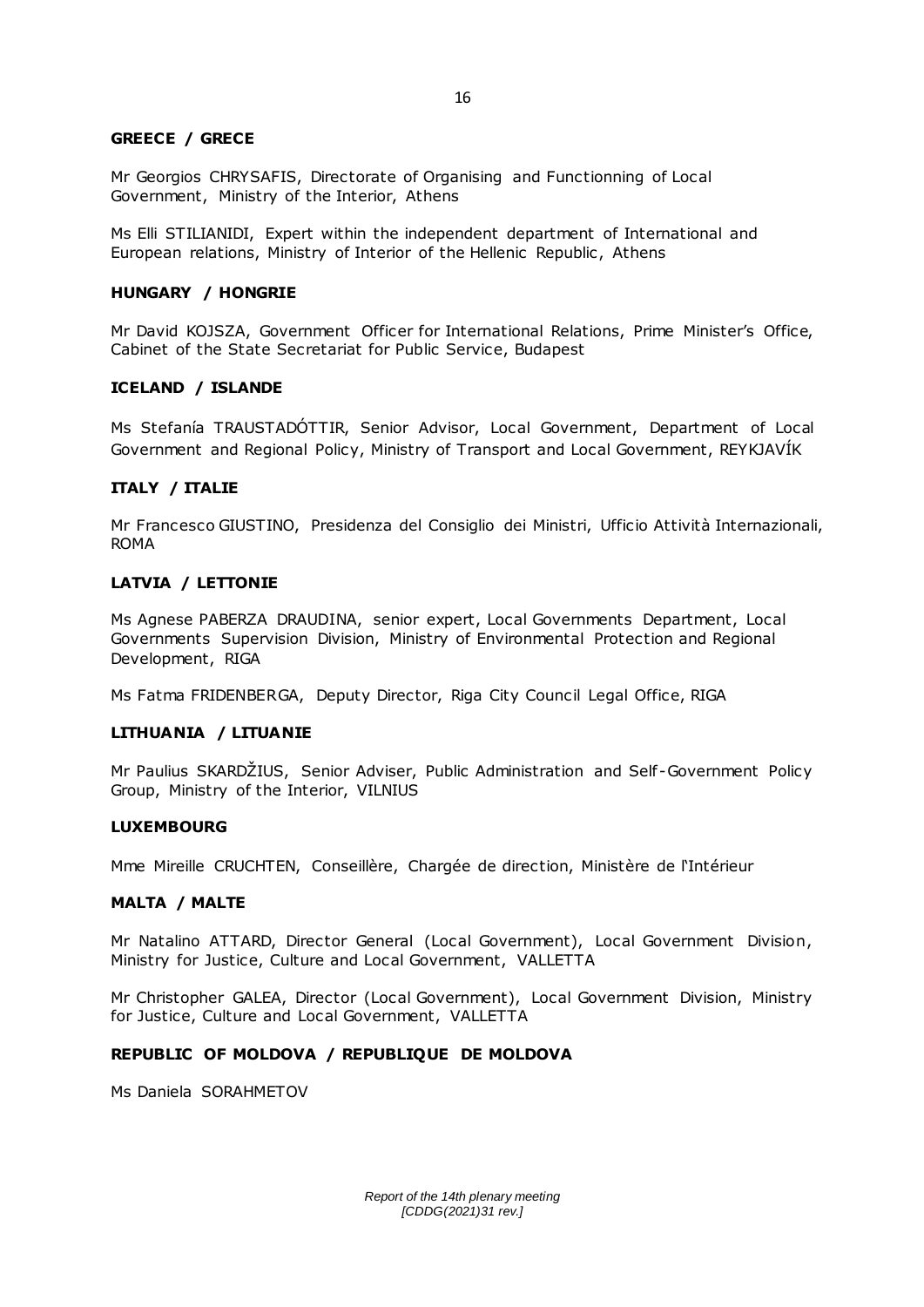**GREECE / GRECE**

Mr Georgios CHRYSAFIS, Directorate of Organising and Functionning of Local Government, Ministry of the Interior, Athens

Ms Elli STILIANIDI, Expert within the independent department of International and European relations, Ministry of Interior of the Hellenic Republic, Athens

**HUNGARY / HONGRIE**

Mr David KOJSZA, Government Officer for International Relations, Prime Minister's Office, Cabinet of the State Secretariat for Public Service, Budapest

**ICELAND / ISLANDE**

Ms Stefanía TRAUSTADÓTTIR, Senior Advisor, Local Government, Department of Local Government and Regional Policy, Ministry of Transport and Local Government, REYKJAVÍK

**ITALY / ITALIE**

Mr Francesco GIUSTINO, Presidenza del Consiglio dei Ministri, Ufficio Attività Internazionali, ROMA

**LATVIA / LETTONIE**

Ms Agnese PABERZA DRAUDINA, senior expert, Local Governments Department, Local Governments Supervision Division, Ministry of Environmental Protection and Regional Development, RIGA

Ms Fatma FRIDENBERGA, Deputy Director, Riga City Council Legal Office, RIGA

**LITHUANIA / LITUANIE**

Mr Paulius SKARDŽIUS, Senior Adviser, Public Administration and Self-Government Policy Group, Ministry of the Interior, VILNIUS

**LUXEMBOURG**

Mme Mireille CRUCHTEN, Conseillère, Chargée de direction, Ministère de l'Intérieur

**MALTA / MALTE**

Mr Natalino ATTARD, Director General (Local Government), Local Government Division, Ministry for Justice, Culture and Local Government, VALLETTA

Mr Christopher GALEA, Director (Local Government), Local Government Division, Ministry for Justice, Culture and Local Government, VALLETTA

**REPUBLIC OF MOLDOVA / REPUBLIQUE DE MOLDOVA**

Ms Daniela SORAHMETOV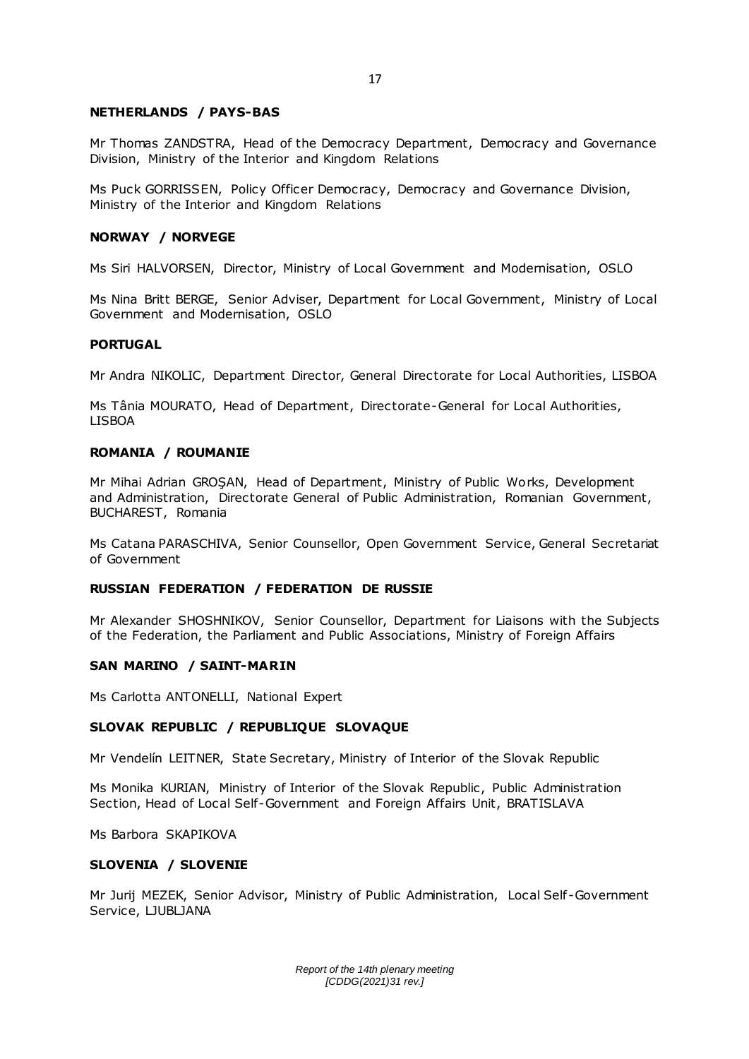**NETHERLANDS / PAYS-BAS**

Mr Thomas ZANDSTRA, Head of the Democracy Department, Democracy and Governance Division, Ministry of the Interior and Kingdom Relations

Ms Puck GORRISSEN, Policy Officer Democracy, Democracy and Governance Division, Ministry of the Interior and Kingdom Relations

**NORWAY / NORVEGE**

Ms Siri HALVORSEN, Director, Ministry of Local Government and Modernisation, OSLO

Ms Nina Britt BERGE, Senior Adviser, Department for Local Government, Ministry of Local Government and Modernisation, OSLO

**PORTUGAL**

Mr Andra NIKOLIC, Department Director, General Directorate for Local Authorities, LISBOA

Ms Tânia MOURATO, Head of Department, Directorate-General for Local Authorities, LISBOA

**ROMANIA / ROUMANIE**

Mr Mihai Adrian GROŞAN, Head of Department, Ministry of Public Works, Development and Administration, Directorate General of Public Administration, Romanian Government, BUCHAREST, Romania

Ms Catana PARASCHIVA, Senior Counsellor, Open Government Service, General Secretariat of Government

**RUSSIAN FEDERATION / FEDERATION DE RUSSIE**

Mr Alexander SHOSHNIKOV, Senior Counsellor, Department for Liaisons with the Subjects of the Federation, the Parliament and Public Associations, Ministry of Foreign Affairs

**SAN MARINO / SAINT-MARIN**

Ms Carlotta ANTONELLI, National Expert

**SLOVAK REPUBLIC / REPUBLIQUE SLOVAQUE**

Mr Vendelín LEITNER, State Secretary, Ministry of Interior of the Slovak Republic

Ms Monika KURIAN, Ministry of Interior of the Slovak Republic, Public Administration Section, Head of Local Self-Government and Foreign Affairs Unit, BRATISLAVA

Ms Barbora SKAPIKOVA

**SLOVENIA / SLOVENIE**

Mr Jurij MEZEK, Senior Advisor, Ministry of Public Administration, Local Self-Government Service, LJUBLJANA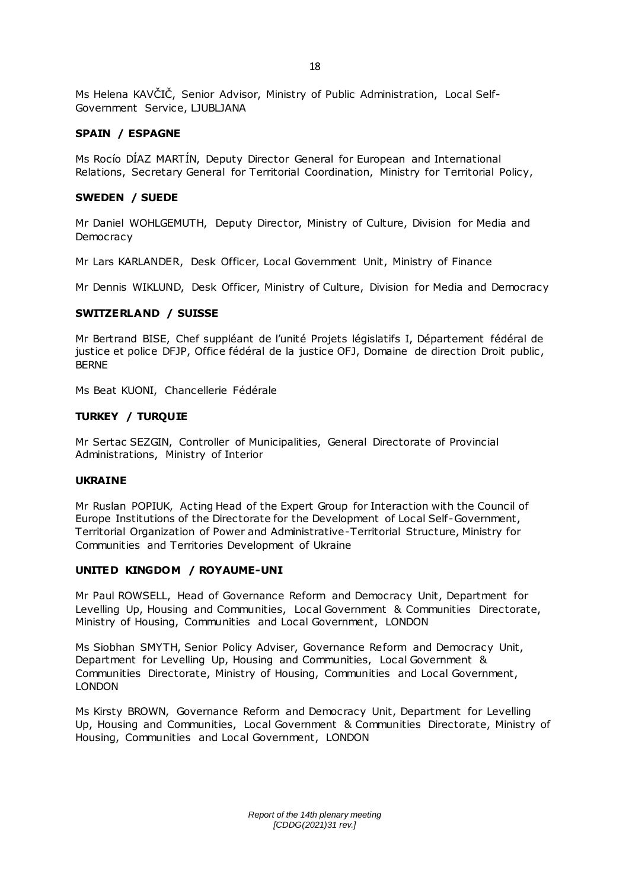Ms Helena KAVČIČ, Senior Advisor, Ministry of Public Administration, Local Self-Government Service, LJUBLJANA

**SPAIN / ESPAGNE**

Ms Rocío DÍAZ MARTÍN, Deputy Director General for European and International Relations, Secretary General for Territorial Coordination, Ministry for Territorial Policy,

**SWEDEN / SUEDE**

Mr Daniel WOHLGEMUTH, Deputy Director, Ministry of Culture, Division for Media and Democracy

Mr Lars KARLANDER, Desk Officer, Local Government Unit, Ministry of Finance

Mr Dennis WIKLUND, Desk Officer, Ministry of Culture, Division for Media and Democracy

**SWITZERLAND / SUISSE**

Mr Bertrand BISE, Chef suppléant de l'unité Projets législatifs I, Département fédéral de justice et police DFJP, Office fédéral de la justice OFJ, Domaine de direction Droit public, BERNE

Ms Beat KUONI, Chancellerie Fédérale

**TURKEY / TURQUIE**

Mr Sertac SEZGIN, Controller of Municipalities, General Directorate of Provincial Administrations, Ministry of Interior

**UKRAINE**

Mr Ruslan POPIUK, Acting Head of the Expert Group for Interaction with the Council of Europe Institutions of the Directorate for the Development of Local Self-Government, Territorial Organization of Power and Administrative-Territorial Structure, Ministry for Communities and Territories Development of Ukraine

**UNITED KINGDOM / ROYAUME-UNI**

Mr Paul ROWSELL, Head of Governance Reform and Democracy Unit, Department for Levelling Up, Housing and Communities, Local Government & Communities Directorate, Ministry of Housing, Communities and Local Government, LONDON

Ms Siobhan SMYTH, Senior Policy Adviser, Governance Reform and Democracy Unit, Department for Levelling Up, Housing and Communities, Local Government & Communities Directorate, Ministry of Housing, Communities and Local Government, LONDON

Ms Kirsty BROWN, Governance Reform and Democracy Unit, Department for Levelling Up, Housing and Communities, Local Government & Communities Directorate, Ministry of Housing, Communities and Local Government, LONDON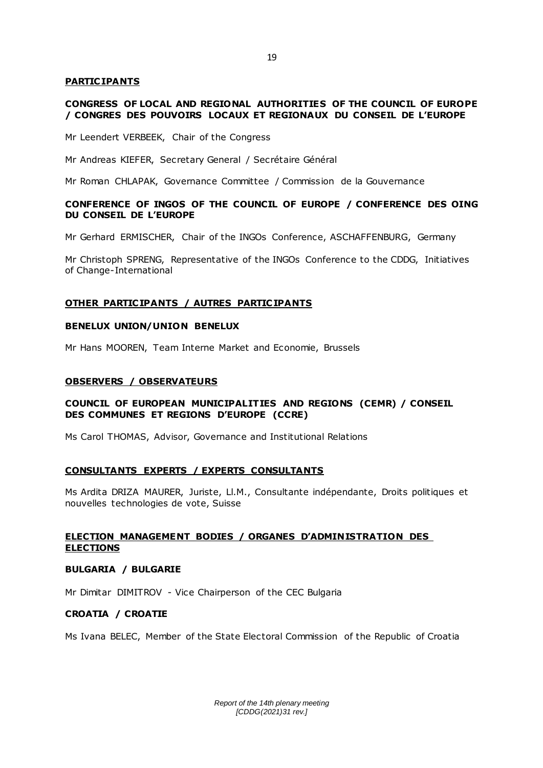**PARTICIPANTS**

**CONGRESS OF LOCAL AND REGIONAL AUTHORITIES OF THE COUNCIL OF EUROPE / CONGRES DES POUVOIRS LOCAUX ET REGIONAUX DU CONSEIL DE L'EUROPE**

Mr Leendert VERBEEK, Chair of the Congress

Mr Andreas KIEFER, Secretary General / Secrétaire Général

Mr Roman CHLAPAK, Governance Committee / Commission de la Gouvernance

**CONFERENCE OF INGOS OF THE COUNCIL OF EUROPE / CONFERENCE DES OING DU CONSEIL DE L'EUROPE**

Mr Gerhard ERMISCHER, Chair of the INGOs Conference, ASCHAFFENBURG, Germany

Mr Christoph SPRENG, Representative of the INGOs Conference to the CDDG, Initiatives of Change-International

**OTHER PARTICIPANTS / AUTRES PARTICIPANTS**

**BENELUX UNION/UNION BENELUX**

Mr Hans MOOREN, Team Interne Market and Economie, Brussels

**OBSERVERS / OBSERVATEURS**

**COUNCIL OF EUROPEAN MUNICIPALITIES AND REGIONS (CEMR) / CONSEIL DES COMMUNES ET REGIONS D'EUROPE (CCRE)**

Ms Carol THOMAS, Advisor, Governance and Institutional Relations

**CONSULTANTS EXPERTS / EXPERTS CONSULTANTS**

Ms Ardita DRIZA MAURER, Juriste, Ll.M., Consultante indépendante, Droits politiques et nouvelles technologies de vote, Suisse

**ELECTION MANAGEMENT BODIES / ORGANES D'ADMINISTRATION DES ELECTIONS**

**BULGARIA / BULGARIE**

Mr Dimitar DIMITROV - Vice Chairperson of the CEC Bulgaria

**CROATIA / CROATIE**

Ms Ivana BELEC, Member of the State Electoral Commission of the Republic of Croatia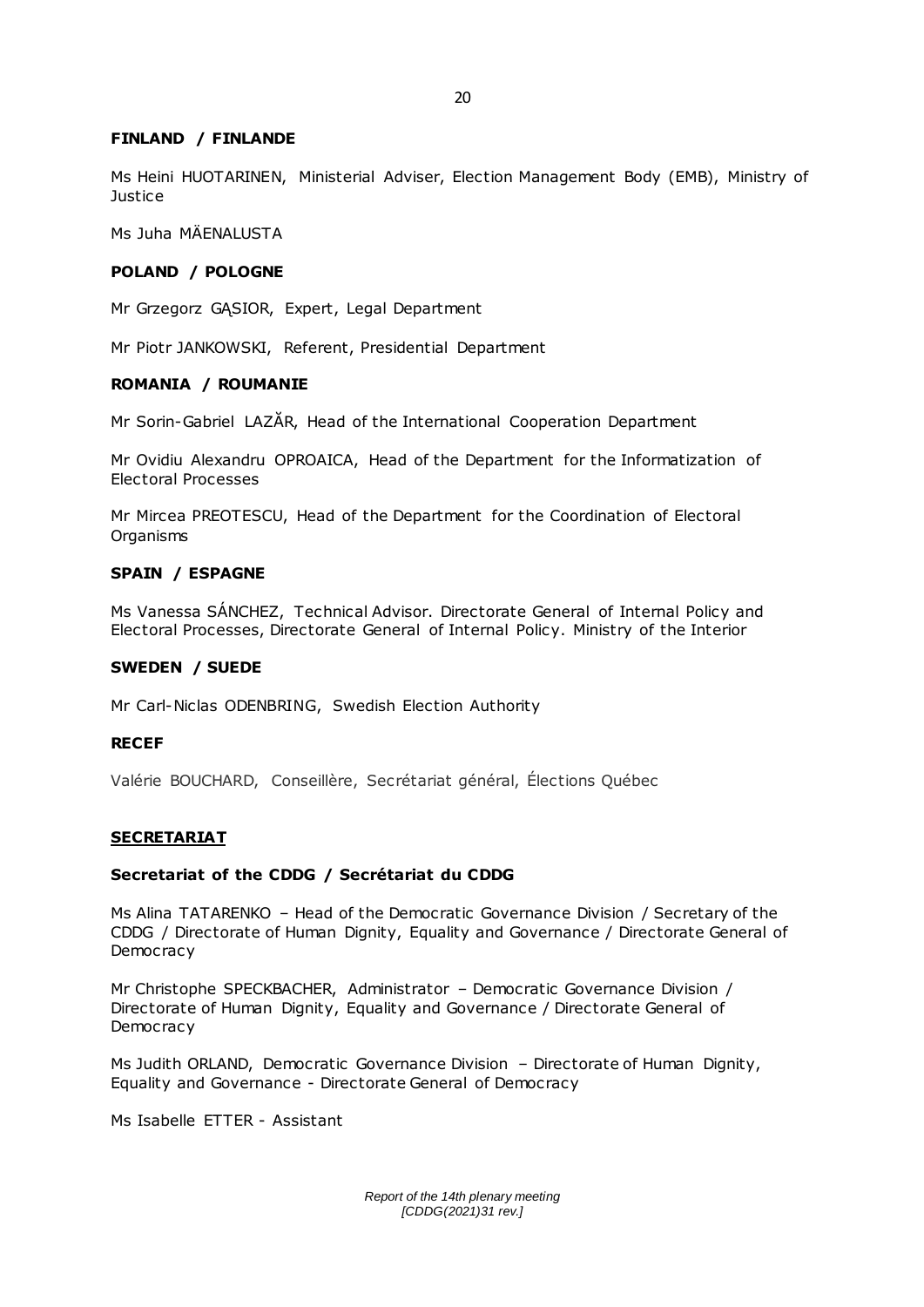**FINLAND / FINLANDE**

Ms Heini HUOTARINEN, Ministerial Adviser, Election Management Body (EMB), Ministry of Justice

Ms Juha MÄENALUSTA

**POLAND / POLOGNE**

Mr Grzegorz GĄSIOR, Expert, Legal Department

Mr Piotr JANKOWSKI, Referent, Presidential Department

**ROMANIA / ROUMANIE**

Mr Sorin-Gabriel LAZĂR, Head of the International Cooperation Department

Mr Ovidiu Alexandru OPROAICA, Head of the Department for the Informatization of Electoral Processes

Mr Mircea PREOTESCU, Head of the Department for the Coordination of Electoral Organisms

**SPAIN / ESPAGNE**

Ms Vanessa SÁNCHEZ, Technical Advisor. Directorate General of Internal Policy and Electoral Processes, Directorate General of Internal Policy. Ministry of the Interior

**SWEDEN / SUEDE**

Mr Carl-Niclas ODENBRING, Swedish Election Authority

**RECEF**

Valérie BOUCHARD, Conseillère, Secrétariat général, Élections Québec

**SECRETARIAT**

**Secretariat of the CDDG / Secrétariat du CDDG**

Ms Alina TATARENKO – Head of the Democratic Governance Division / Secretary of the CDDG / Directorate of Human Dignity, Equality and Governance / Directorate General of Democracy

Mr Christophe SPECKBACHER, Administrator – Democratic Governance Division / Directorate of Human Dignity, Equality and Governance / Directorate General of Democracy

Ms Judith ORLAND, Democratic Governance Division – Directorate of Human Dignity, Equality and Governance - Directorate General of Democracy

Ms Isabelle ETTER - Assistant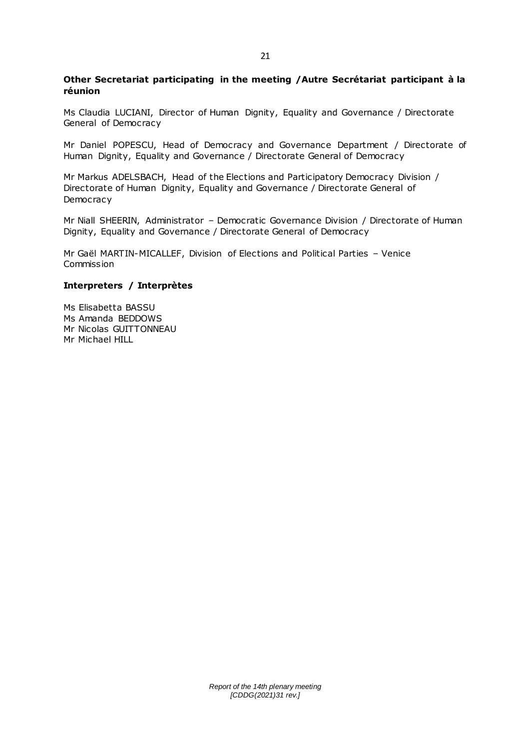**Other Secretariat participating in the meeting / Autre Secrétariat participant à la réunion**

Ms Claudia LUCIANI, Director of Human Dignity, Equality and Governance / Directorate General of Democracy

Mr Daniel POPESCU, Head of Democracy and Governance Department / Directorate of Human Dignity, Equality and Governance / Directorate General of Democracy

Mr Markus ADELSBACH, Head of the Elections and Participatory Democracy Division / Directorate of Human Dignity, Equality and Governance / Directorate General of Democracy

Mr Niall SHEERIN, Administrator – Democratic Governance Division / Directorate of Human Dignity, Equality and Governance / Directorate General of Democracy

Mr Gaël MARTIN-MICALLEF, Division of Elections and Political Parties – Venice Commission

**Interpreters / Interprètes**

Ms Elisabetta BASSU
Ms Amanda BEDDOWS
Mr Nicolas GUITTONNEAU
Mr Michael HILL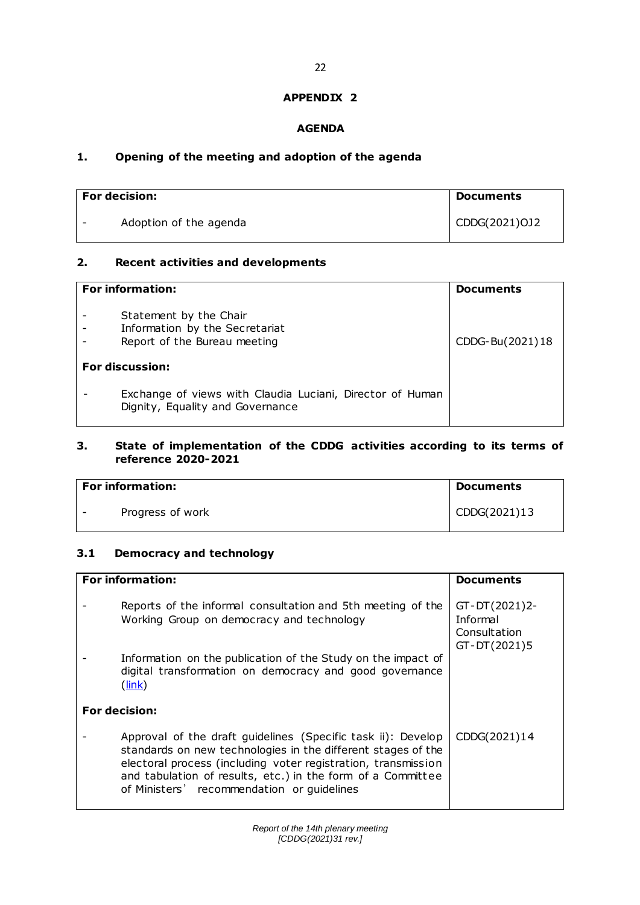**APPENDIX 2**

**AGENDA**

## 1. Opening of the meeting and adoption of the agenda

| For decision: | Documents |
|---|---|
| - Adoption of the agenda | CDDG(2021)OJ2 |

## 2. Recent activities and developments

| For information: | Documents |
|---|---|
| - Statement by the Chair<br>- Information by the Secretariat<br>- Report of the Bureau meeting | CDDG-Bu(2021)18 |
| **For discussion:** | |
| - Exchange of views with Claudia Luciani, Director of Human Dignity, Equality and Governance | |

## 3. State of implementation of the CDDG activities according to its terms of reference 2020-2021

| For information: | Documents |
|---|---|
| - Progress of work | CDDG(2021)13 |

### 3.1 Democracy and technology

| For information: | Documents |
|---|---|
| - Reports of the informal consultation and 5th meeting of the Working Group on democracy and technology | GT-DT(2021)2-Informal Consultation<br>GT-DT(2021)5 |
| - Information on the publication of the Study on the impact of digital transformation on democracy and good governance ([link]) | |
| **For decision:** | |
| - Approval of the draft guidelines (Specific task ii): Develop standards on new technologies in the different stages of the electoral process (including voter registration, transmission and tabulation of results, etc.) in the form of a Committee of Ministers' recommendation or guidelines | CDDG(2021)14 |

*Report of the 14th plenary meeting*
*[CDDG(2021)31 rev.]*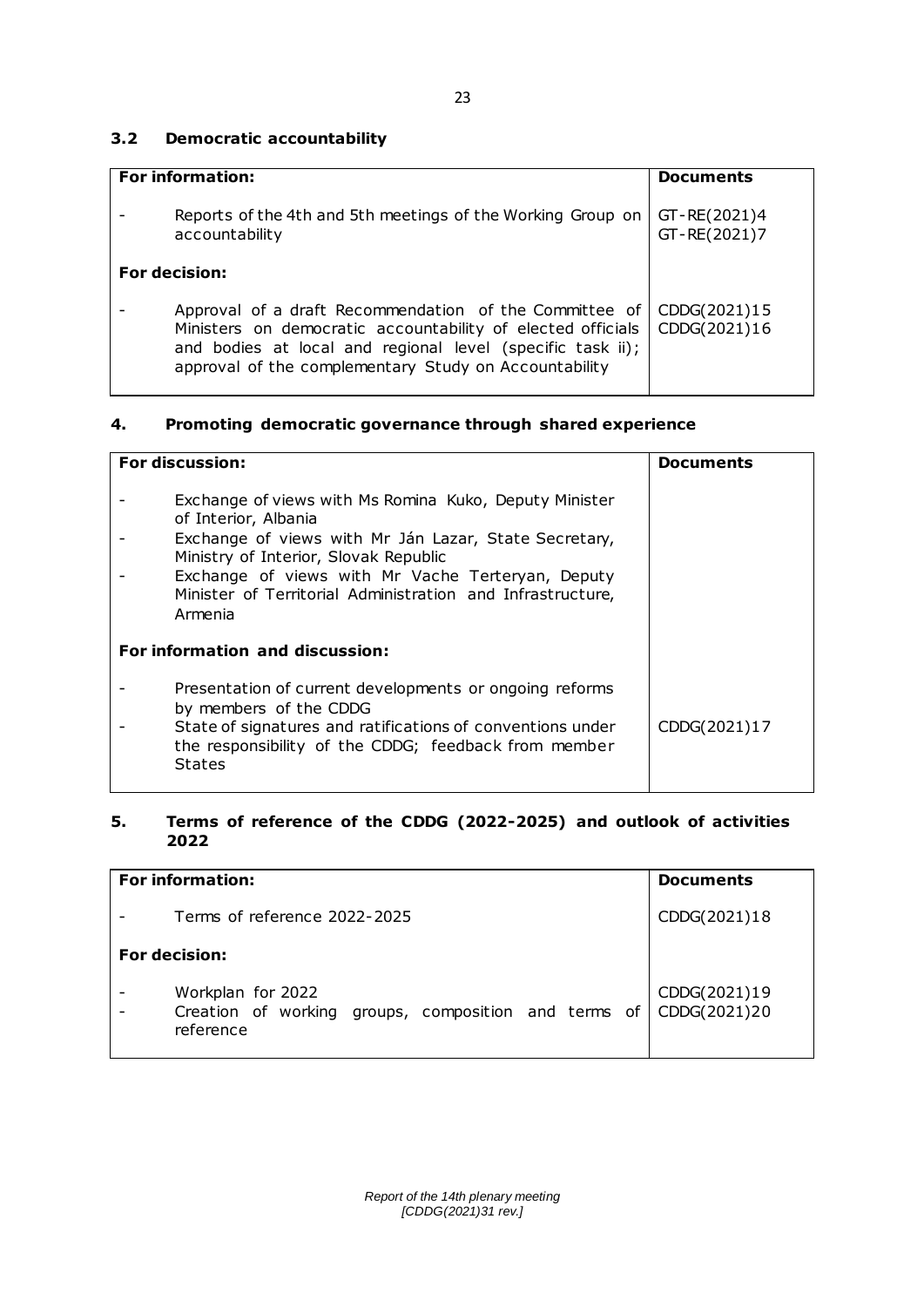### 3.2 Democratic accountability

| For information: | Documents |
|---|---|
| - Reports of the 4th and 5th meetings of the Working Group on accountability | GT-RE(2021)4<br>GT-RE(2021)7 |
| **For decision:** | |
| - Approval of a draft Recommendation of the Committee of Ministers on democratic accountability of elected officials and bodies at local and regional level (specific task ii); approval of the complementary Study on Accountability | CDDG(2021)15<br>CDDG(2021)16 |

### 4. Promoting democratic governance through shared experience

| For discussion: | Documents |
|---|---|
| - Exchange of views with Ms Romina Kuko, Deputy Minister of Interior, Albania<br>- Exchange of views with Mr Ján Lazar, State Secretary, Ministry of Interior, Slovak Republic<br>- Exchange of views with Mr Vache Terteryan, Deputy Minister of Territorial Administration and Infrastructure, Armenia | |
| **For information and discussion:** | |
| - Presentation of current developments or ongoing reforms by members of the CDDG | |
| - State of signatures and ratifications of conventions under the responsibility of the CDDG; feedback from member States | CDDG(2021)17 |

### 5. Terms of reference of the CDDG (2022-2025) and outlook of activities 2022

| For information: | Documents |
|---|---|
| - Terms of reference 2022-2025 | CDDG(2021)18 |
| **For decision:** | |
| - Workplan for 2022<br>- Creation of working groups, composition and terms of reference | CDDG(2021)19<br>CDDG(2021)20 |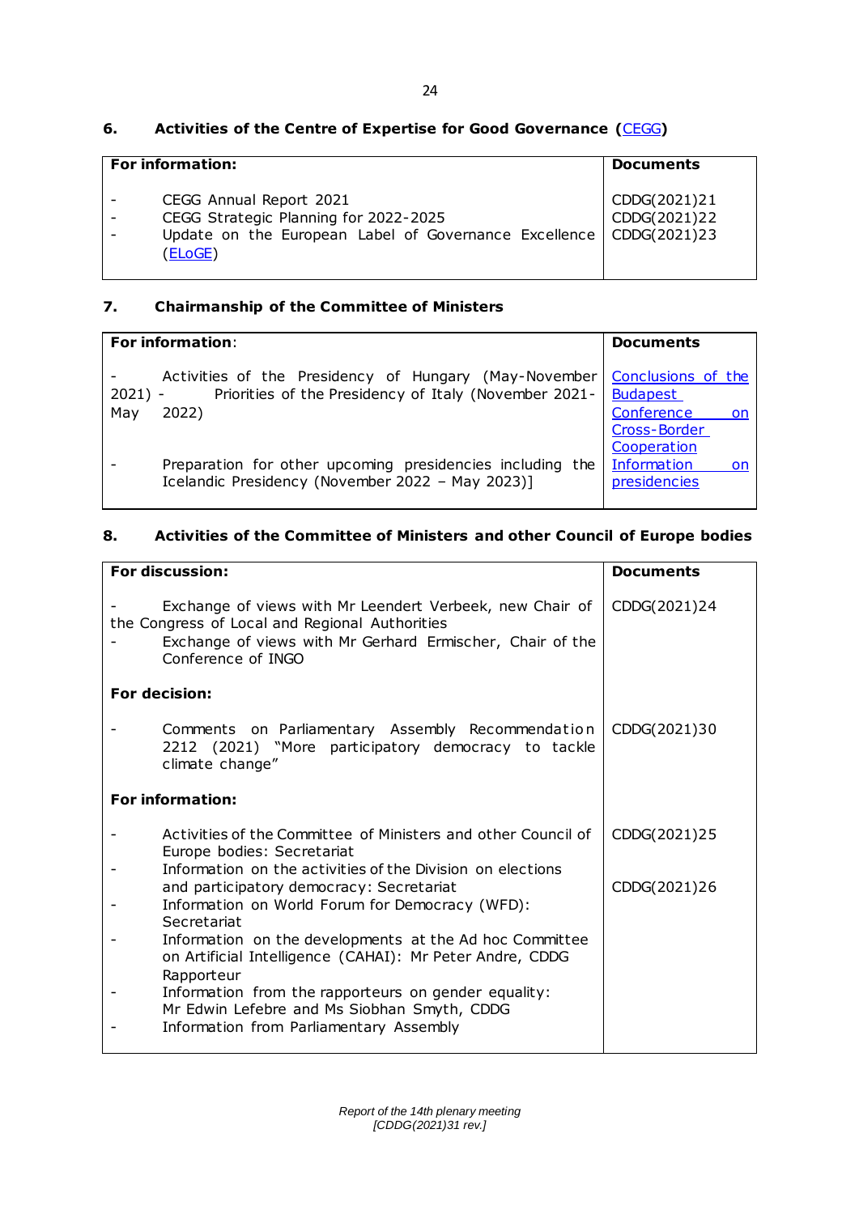### 6. Activities of the Centre of Expertise for Good Governance (CEGG)

| For information: | Documents |
|---|---|
| - CEGG Annual Report 2021<br>- CEGG Strategic Planning for 2022-2025<br>- Update on the European Label of Governance Excellence (ELoGE) | CDDG(2021)21<br>CDDG(2021)22<br>CDDG(2021)23 |

### 7. Chairmanship of the Committee of Ministers

| For information: | Documents |
|---|---|
| - Activities of the Presidency of Hungary (May-November 2021) - Priorities of the Presidency of Italy (November 2021-May 2022) | Conclusions of the Budapest Conference on Cross-Border Cooperation |
| - Preparation for other upcoming presidencies including the Icelandic Presidency (November 2022 – May 2023)] | Information on presidencies |

### 8. Activities of the Committee of Ministers and other Council of Europe bodies

| For discussion: | Documents |
|---|---|
| - Exchange of views with Mr Leendert Verbeek, new Chair of the Congress of Local and Regional Authorities<br>- Exchange of views with Mr Gerhard Ermischer, Chair of the Conference of INGO | CDDG(2021)24 |
| **For decision:** | |
| - Comments on Parliamentary Assembly Recommendation 2212 (2021) "More participatory democracy to tackle climate change" | CDDG(2021)30 |
| **For information:** | |
| - Activities of the Committee of Ministers and other Council of Europe bodies: Secretariat | CDDG(2021)25 |
| - Information on the activities of the Division on elections and participatory democracy: Secretariat | CDDG(2021)26 |
| - Information on World Forum for Democracy (WFD): Secretariat<br>- Information on the developments at the Ad hoc Committee on Artificial Intelligence (CAHAI): Mr Peter Andre, CDDG Rapporteur<br>- Information from the rapporteurs on gender equality: Mr Edwin Lefebre and Ms Siobhan Smyth, CDDG<br>- Information from Parliamentary Assembly | |

*Report of the 14th plenary meeting*
*[CDDG(2021)31 rev.]*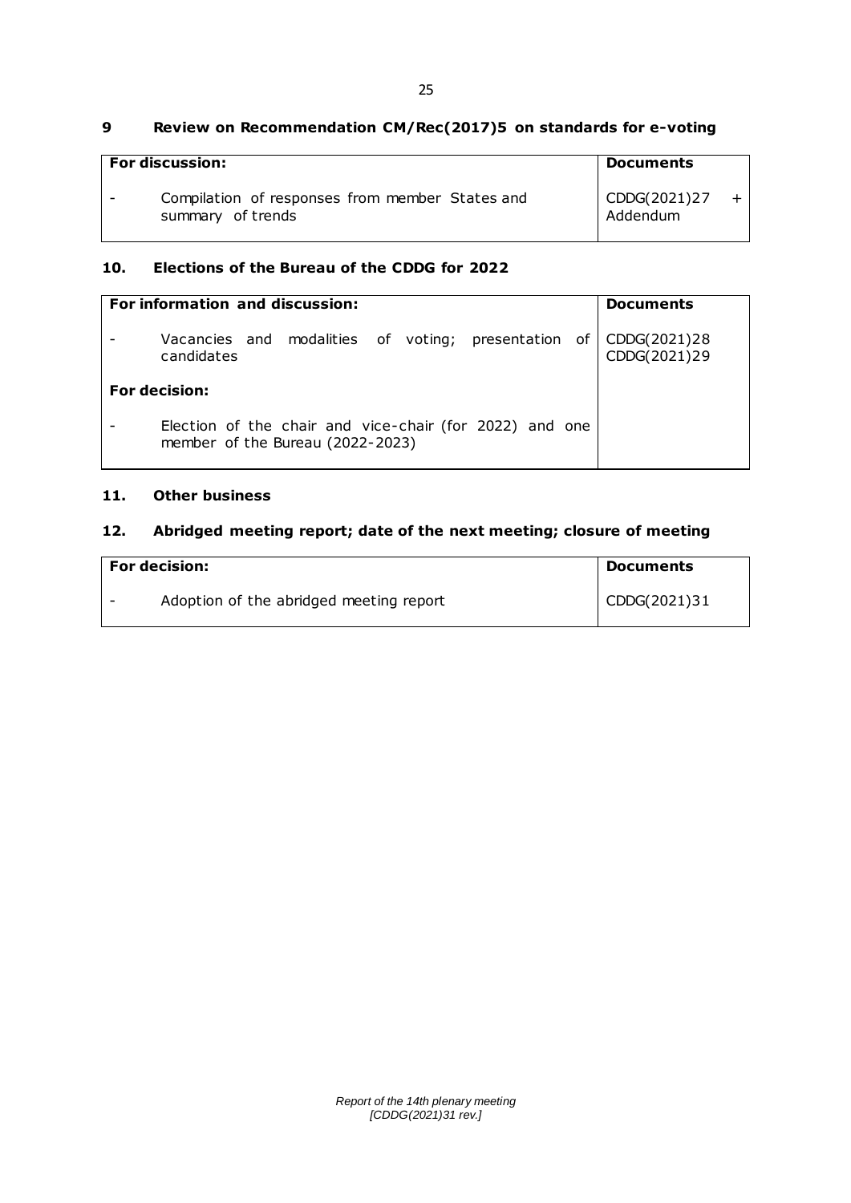## 9 Review on Recommendation CM/Rec(2017)5 on standards for e-voting

| **For discussion:** | | **Documents** |
|---|---|---|
| - | Compilation of responses from member States and summary of trends | CDDG(2021)27 + Addendum |

## 10. Elections of the Bureau of the CDDG for 2022

| **For information and discussion:** | | **Documents** |
|---|---|---|
| - | Vacancies and modalities of voting; presentation of candidates | CDDG(2021)28 CDDG(2021)29 |
| **For decision:** | | |
| - | Election of the chair and vice-chair (for 2022) and one member of the Bureau (2022-2023) | |

## 11. Other business

## 12. Abridged meeting report; date of the next meeting; closure of meeting

| **For decision:** | | **Documents** |
|---|---|---|
| - | Adoption of the abridged meeting report | CDDG(2021)31 |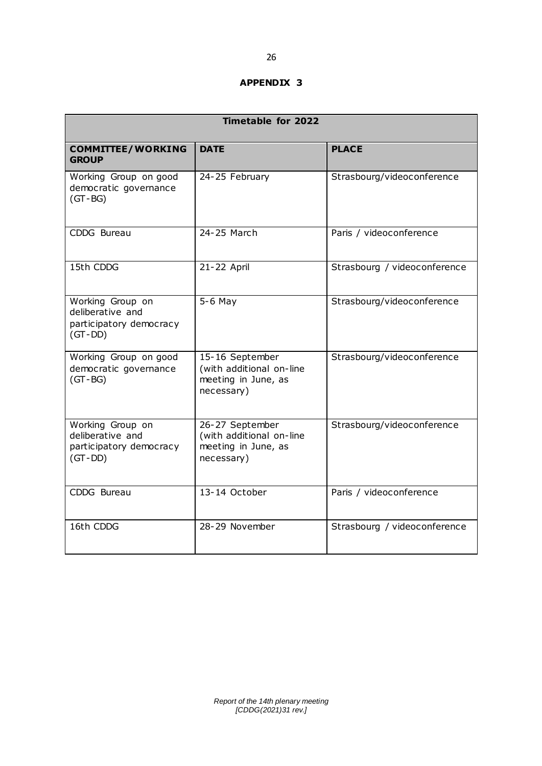**APPENDIX 3**

| Timetable for 2022 | | |
|---|---|---|
| **COMMITTEE/WORKING GROUP** | **DATE** | **PLACE** |
| Working Group on good democratic governance (GT-BG) | 24-25 February | Strasbourg/videoconference |
| CDDG Bureau | 24-25 March | Paris / videoconference |
| 15th CDDG | 21-22 April | Strasbourg / videoconference |
| Working Group on deliberative and participatory democracy (GT-DD) | 5-6 May | Strasbourg/videoconference |
| Working Group on good democratic governance (GT-BG) | 15-16 September (with additional on-line meeting in June, as necessary) | Strasbourg/videoconference |
| Working Group on deliberative and participatory democracy (GT-DD) | 26-27 September (with additional on-line meeting in June, as necessary) | Strasbourg/videoconference |
| CDDG Bureau | 13-14 October | Paris / videoconference |
| 16th CDDG | 28-29 November | Strasbourg / videoconference |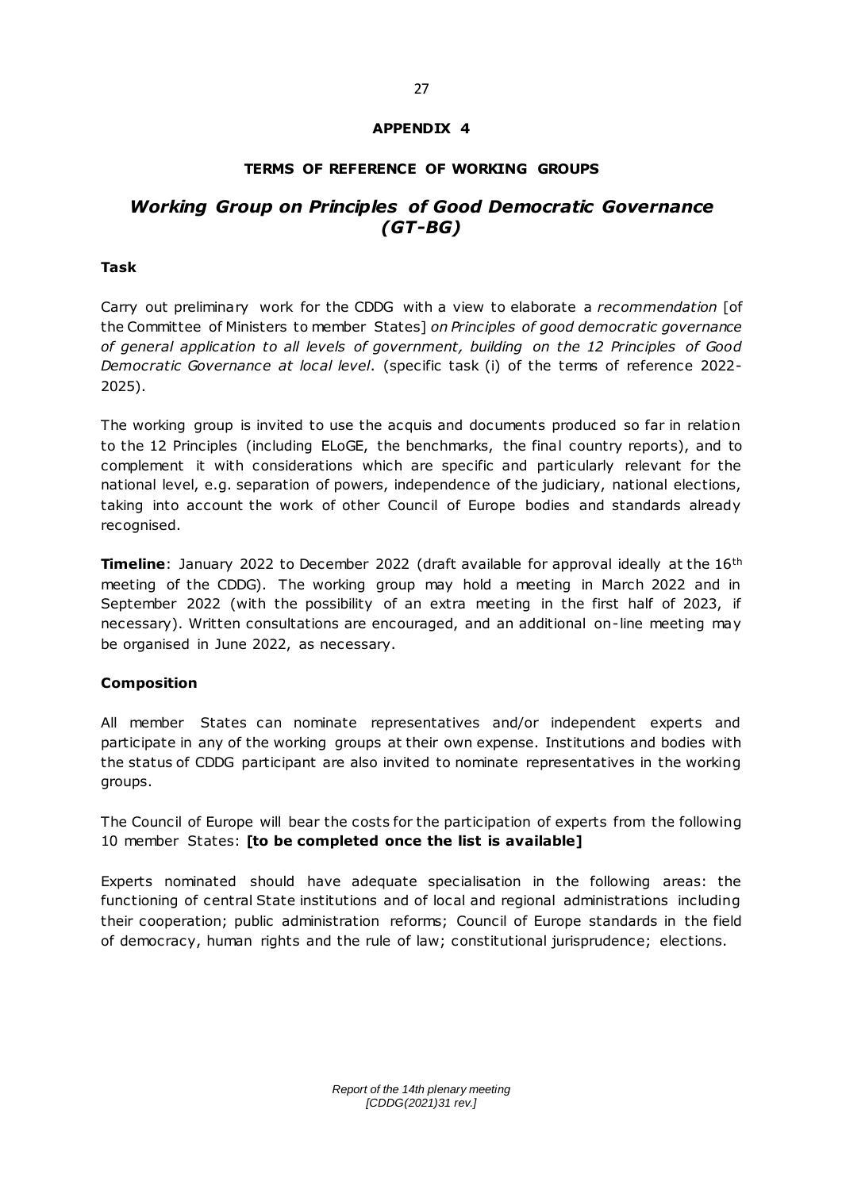**APPENDIX 4**

**TERMS OF REFERENCE OF WORKING GROUPS**

## *Working Group on Principles of Good Democratic Governance (GT-BG)*

**Task**

Carry out preliminary work for the CDDG with a view to elaborate a *recommendation* [of the Committee of Ministers to member States] *on Principles of good democratic governance of general application to all levels of government, building on the 12 Principles of Good Democratic Governance at local level*. (specific task (i) of the terms of reference 2022-2025).

The working group is invited to use the acquis and documents produced so far in relation to the 12 Principles (including ELoGE, the benchmarks, the final country reports), and to complement it with considerations which are specific and particularly relevant for the national level, e.g. separation of powers, independence of the judiciary, national elections, taking into account the work of other Council of Europe bodies and standards already recognised.

**Timeline**: January 2022 to December 2022 (draft available for approval ideally at the 16th meeting of the CDDG). The working group may hold a meeting in March 2022 and in September 2022 (with the possibility of an extra meeting in the first half of 2023, if necessary). Written consultations are encouraged, and an additional on-line meeting may be organised in June 2022, as necessary.

**Composition**

All member States can nominate representatives and/or independent experts and participate in any of the working groups at their own expense. Institutions and bodies with the status of CDDG participant are also invited to nominate representatives in the working groups.

The Council of Europe will bear the costs for the participation of experts from the following 10 member States: **[to be completed once the list is available]**

Experts nominated should have adequate specialisation in the following areas: the functioning of central State institutions and of local and regional administrations including their cooperation; public administration reforms; Council of Europe standards in the field of democracy, human rights and the rule of law; constitutional jurisprudence; elections.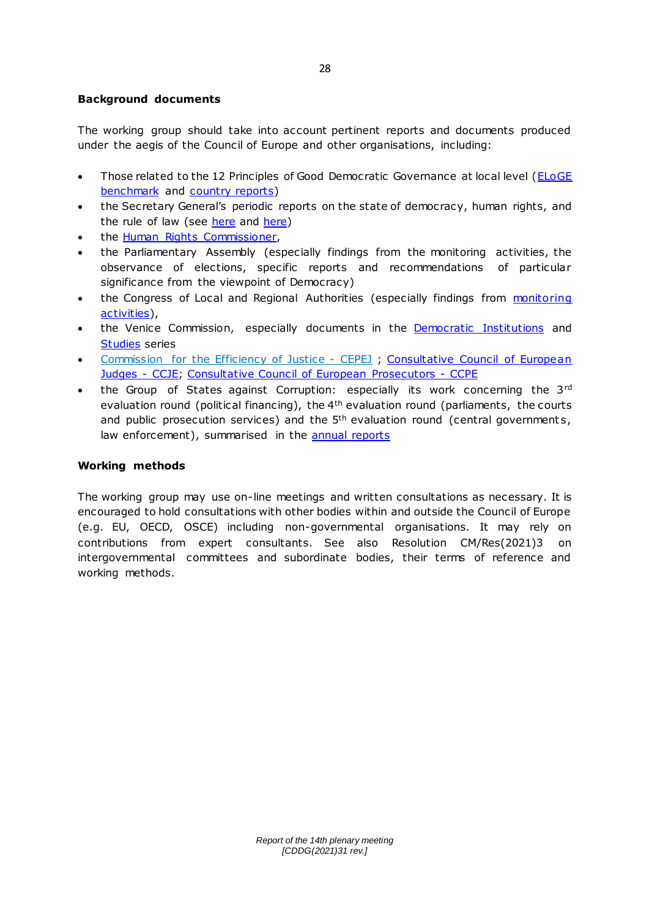**Background documents**

The working group should take into account pertinent reports and documents produced under the aegis of the Council of Europe and other organisations, including:

- Those related to the 12 Principles of Good Democratic Governance at local level (ELoGE benchmark and country reports)
- the Secretary General's periodic reports on the state of democracy, human rights, and the rule of law (see here and here)
- the Human Rights Commissioner,
- the Parliamentary Assembly (especially findings from the monitoring activities, the observance of elections, specific reports and recommendations of particular significance from the viewpoint of Democracy)
- the Congress of Local and Regional Authorities (especially findings from monitoring activities),
- the Venice Commission, especially documents in the Democratic Institutions and Studies series
- Commission for the Efficiency of Justice - CEPEJ ; Consultative Council of European Judges - CCJE; Consultative Council of European Prosecutors - CCPE
- the Group of States against Corruption: especially its work concerning the 3rd evaluation round (political financing), the 4th evaluation round (parliaments, the courts and public prosecution services) and the 5th evaluation round (central governments, law enforcement), summarised in the annual reports

**Working methods**

The working group may use on-line meetings and written consultations as necessary. It is encouraged to hold consultations with other bodies within and outside the Council of Europe (e.g. EU, OECD, OSCE) including non-governmental organisations. It may rely on contributions from expert consultants. See also Resolution CM/Res(2021)3 on intergovernmental committees and subordinate bodies, their terms of reference and working methods.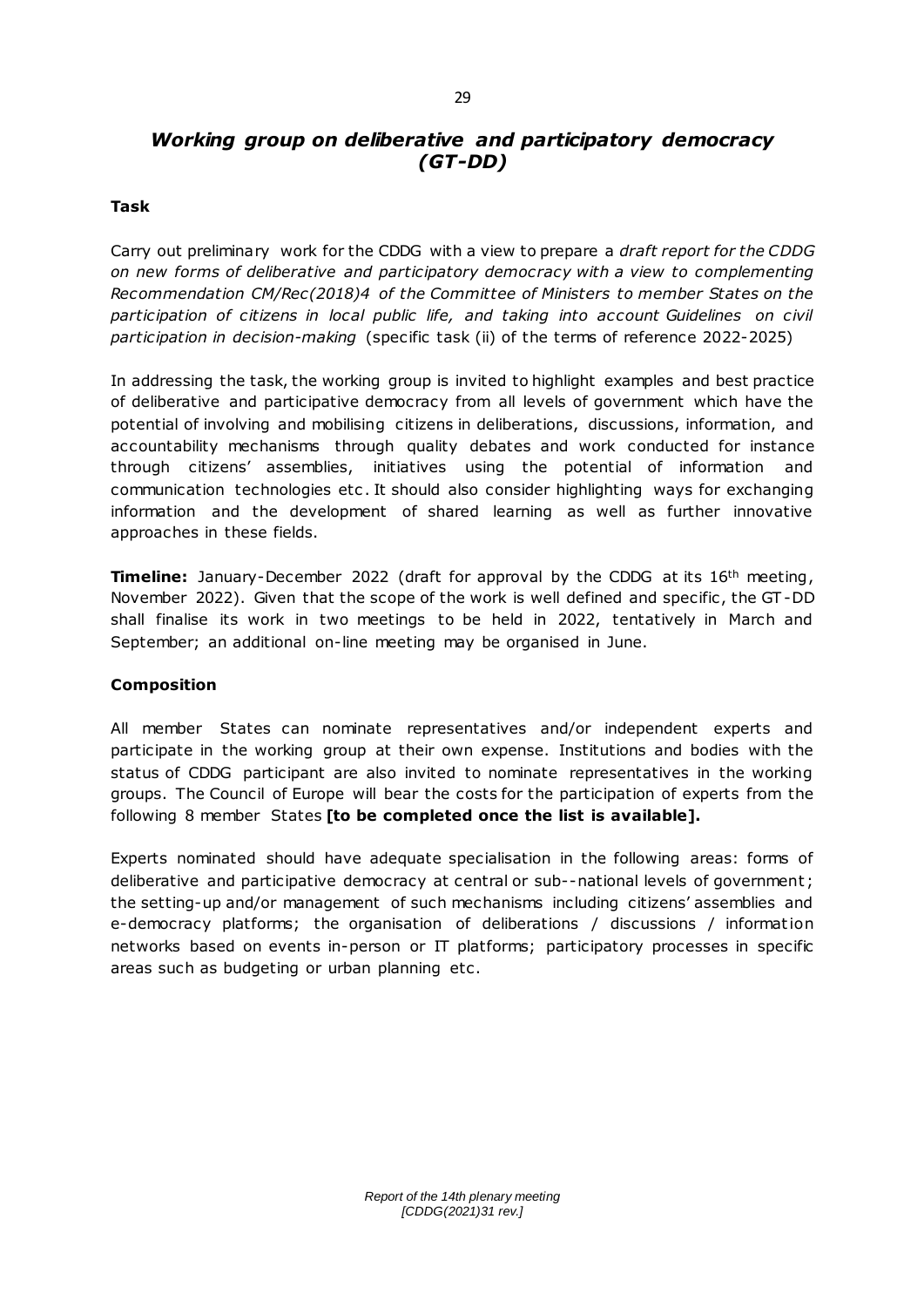## *Working group on deliberative and participatory democracy (GT-DD)*

**Task**

Carry out preliminary work for the CDDG with a view to prepare a *draft report for the CDDG on new forms of deliberative and participatory democracy with a view to complementing Recommendation CM/Rec(2018)4 of the Committee of Ministers to member States on the participation of citizens in local public life, and taking into account Guidelines on civil participation in decision-making* (specific task (ii) of the terms of reference 2022-2025)

In addressing the task, the working group is invited to highlight examples and best practice of deliberative and participative democracy from all levels of government which have the potential of involving and mobilising citizens in deliberations, discussions, information, and accountability mechanisms through quality debates and work conducted for instance through citizens' assemblies, initiatives using the potential of information and communication technologies etc. It should also consider highlighting ways for exchanging information and the development of shared learning as well as further innovative approaches in these fields.

**Timeline:** January-December 2022 (draft for approval by the CDDG at its 16th meeting, November 2022). Given that the scope of the work is well defined and specific, the GT-DD shall finalise its work in two meetings to be held in 2022, tentatively in March and September; an additional on-line meeting may be organised in June.

**Composition**

All member States can nominate representatives and/or independent experts and participate in the working group at their own expense. Institutions and bodies with the status of CDDG participant are also invited to nominate representatives in the working groups. The Council of Europe will bear the costs for the participation of experts from the following 8 member States **[to be completed once the list is available].**

Experts nominated should have adequate specialisation in the following areas: forms of deliberative and participative democracy at central or sub--national levels of government; the setting-up and/or management of such mechanisms including citizens' assemblies and e-democracy platforms; the organisation of deliberations / discussions / information networks based on events in-person or IT platforms; participatory processes in specific areas such as budgeting or urban planning etc.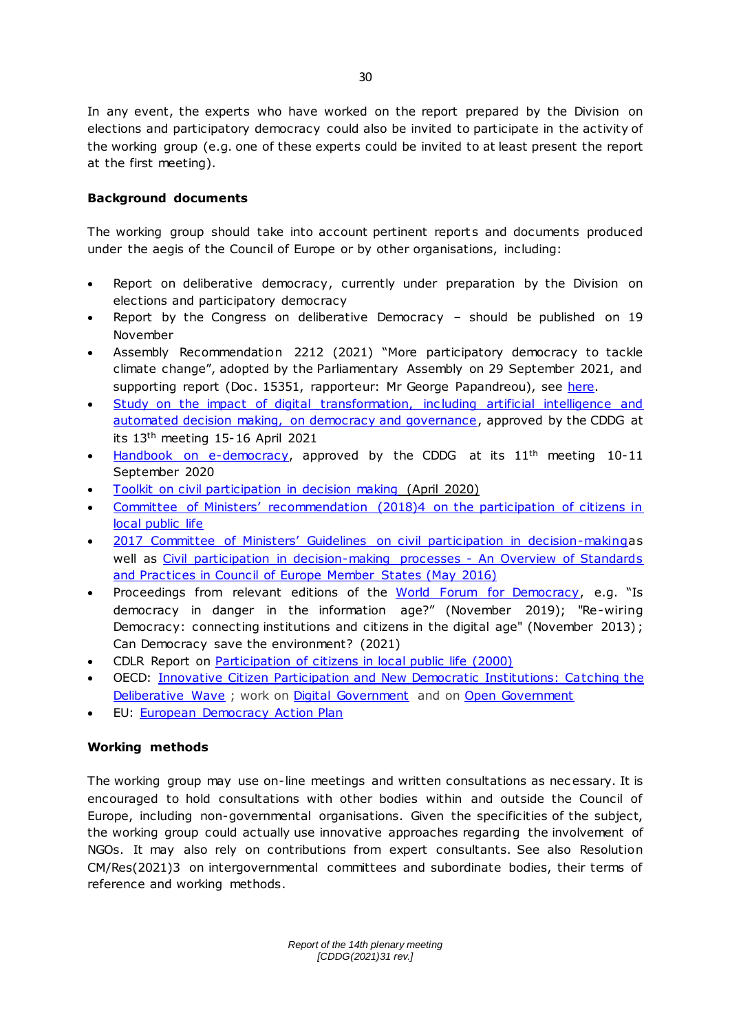In any event, the experts who have worked on the report prepared by the Division on elections and participatory democracy could also be invited to participate in the activity of the working group (e.g. one of these experts could be invited to at least present the report at the first meeting).

**Background documents**

The working group should take into account pertinent reports and documents produced under the aegis of the Council of Europe or by other organisations, including:

- Report on deliberative democracy, currently under preparation by the Division on elections and participatory democracy
- Report by the Congress on deliberative Democracy – should be published on 19 November
- Assembly Recommendation 2212 (2021) "More participatory democracy to tackle climate change", adopted by the Parliamentary Assembly on 29 September 2021, and supporting report (Doc. 15351, rapporteur: Mr George Papandreou), see here.
- Study on the impact of digital transformation, including artificial intelligence and automated decision making, on democracy and governance, approved by the CDDG at its 13th meeting 15-16 April 2021
- Handbook on e-democracy, approved by the CDDG at its 11th meeting 10-11 September 2020
- Toolkit on civil participation in decision making (April 2020)
- Committee of Ministers' recommendation (2018)4 on the participation of citizens in local public life
- 2017 Committee of Ministers' Guidelines on civil participation in decision-making as well as Civil participation in decision-making processes - An Overview of Standards and Practices in Council of Europe Member States (May 2016)
- Proceedings from relevant editions of the World Forum for Democracy, e.g. "Is democracy in danger in the information age?" (November 2019); "Re-wiring Democracy: connecting institutions and citizens in the digital age" (November 2013); Can Democracy save the environment? (2021)
- CDLR Report on Participation of citizens in local public life (2000)
- OECD: Innovative Citizen Participation and New Democratic Institutions: Catching the Deliberative Wave ; work on Digital Government and on Open Government
- EU: European Democracy Action Plan

**Working methods**

The working group may use on-line meetings and written consultations as necessary. It is encouraged to hold consultations with other bodies within and outside the Council of Europe, including non-governmental organisations. Given the specificities of the subject, the working group could actually use innovative approaches regarding the involvement of NGOs. It may also rely on contributions from expert consultants. See also Resolution CM/Res(2021)3 on intergovernmental committees and subordinate bodies, their terms of reference and working methods.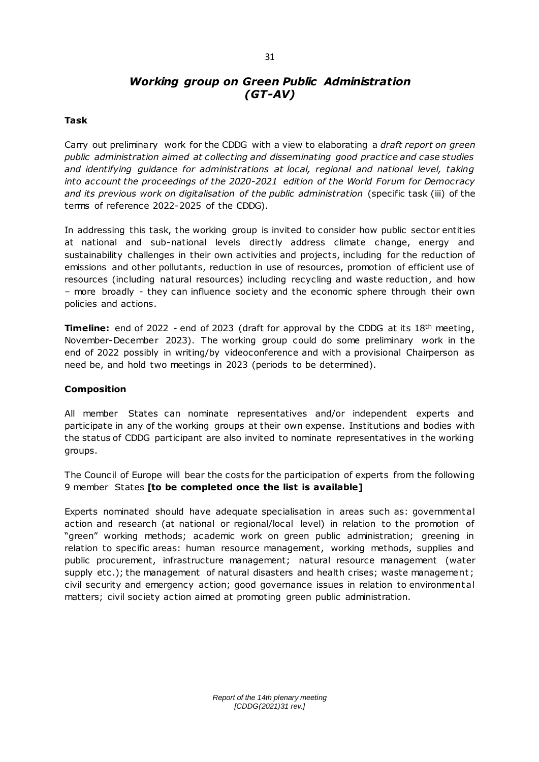## *Working group on Green Public Administration (GT-AV)*

**Task**

Carry out preliminary work for the CDDG with a view to elaborating a *draft report on green public administration aimed at collecting and disseminating good practice and case studies and identifying guidance for administrations at local, regional and national level, taking into account the proceedings of the 2020-2021 edition of the World Forum for Democracy and its previous work on digitalisation of the public administration* (specific task (iii) of the terms of reference 2022-2025 of the CDDG).

In addressing this task, the working group is invited to consider how public sector entities at national and sub-national levels directly address climate change, energy and sustainability challenges in their own activities and projects, including for the reduction of emissions and other pollutants, reduction in use of resources, promotion of efficient use of resources (including natural resources) including recycling and waste reduction, and how – more broadly - they can influence society and the economic sphere through their own policies and actions.

**Timeline:** end of 2022 - end of 2023 (draft for approval by the CDDG at its 18th meeting, November-December 2023). The working group could do some preliminary work in the end of 2022 possibly in writing/by videoconference and with a provisional Chairperson as need be, and hold two meetings in 2023 (periods to be determined).

**Composition**

All member States can nominate representatives and/or independent experts and participate in any of the working groups at their own expense. Institutions and bodies with the status of CDDG participant are also invited to nominate representatives in the working groups.

The Council of Europe will bear the costs for the participation of experts from the following 9 member States **[to be completed once the list is available]**

Experts nominated should have adequate specialisation in areas such as: governmental action and research (at national or regional/local level) in relation to the promotion of "green" working methods; academic work on green public administration; greening in relation to specific areas: human resource management, working methods, supplies and public procurement, infrastructure management; natural resource management (water supply etc.); the management of natural disasters and health crises; waste management; civil security and emergency action; good governance issues in relation to environmental matters; civil society action aimed at promoting green public administration.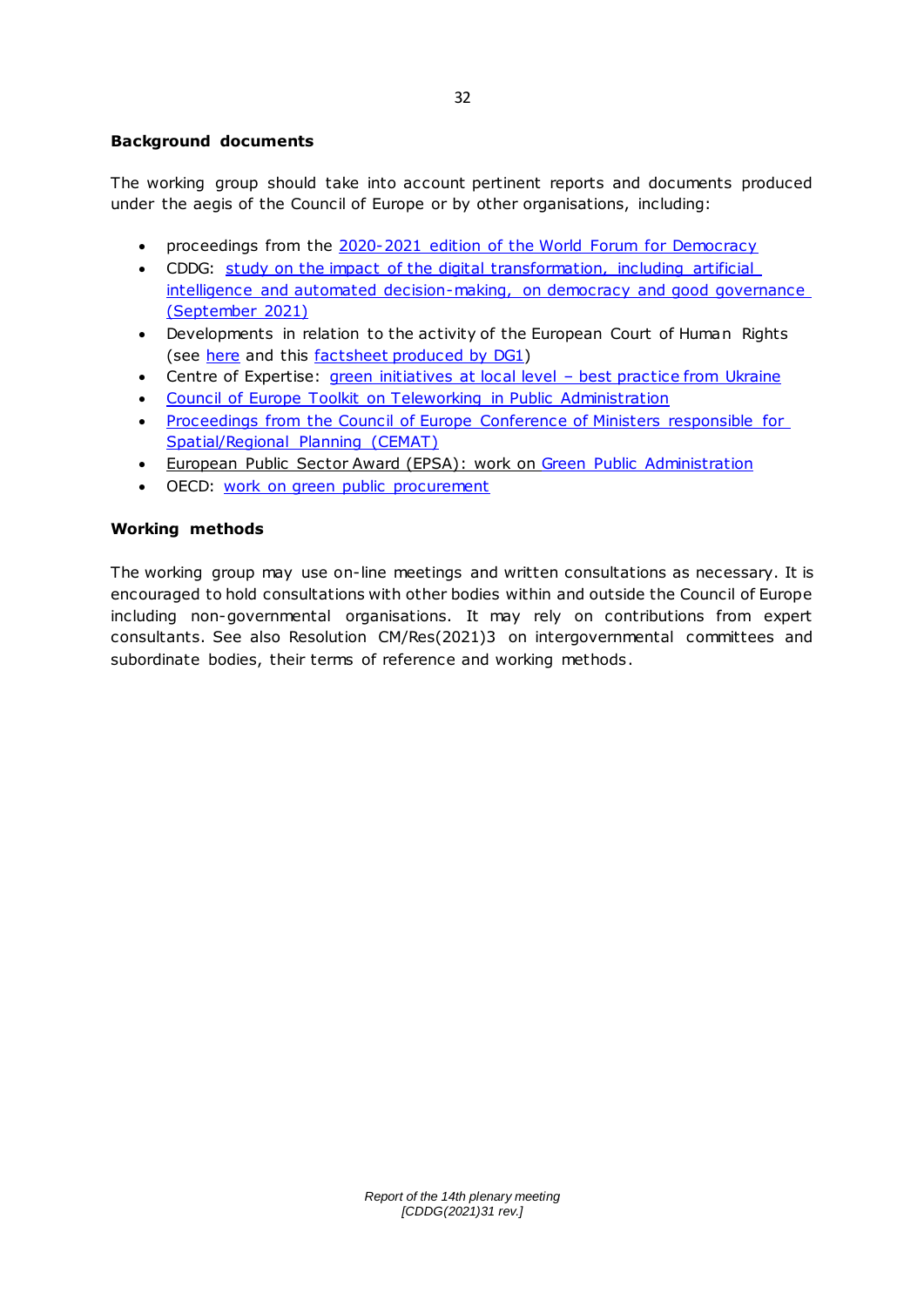**Background documents**

The working group should take into account pertinent reports and documents produced under the aegis of the Council of Europe or by other organisations, including:

- proceedings from the 2020-2021 edition of the World Forum for Democracy
- CDDG: study on the impact of the digital transformation, including artificial intelligence and automated decision-making, on democracy and good governance (September 2021)
- Developments in relation to the activity of the European Court of Human Rights (see here and this factsheet produced by DG1)
- Centre of Expertise: green initiatives at local level – best practice from Ukraine
- Council of Europe Toolkit on Teleworking in Public Administration
- Proceedings from the Council of Europe Conference of Ministers responsible for Spatial/Regional Planning (CEMAT)
- European Public Sector Award (EPSA): work on Green Public Administration
- OECD: work on green public procurement

**Working methods**

The working group may use on-line meetings and written consultations as necessary. It is encouraged to hold consultations with other bodies within and outside the Council of Europe including non-governmental organisations. It may rely on contributions from expert consultants. See also Resolution CM/Res(2021)3 on intergovernmental committees and subordinate bodies, their terms of reference and working methods.